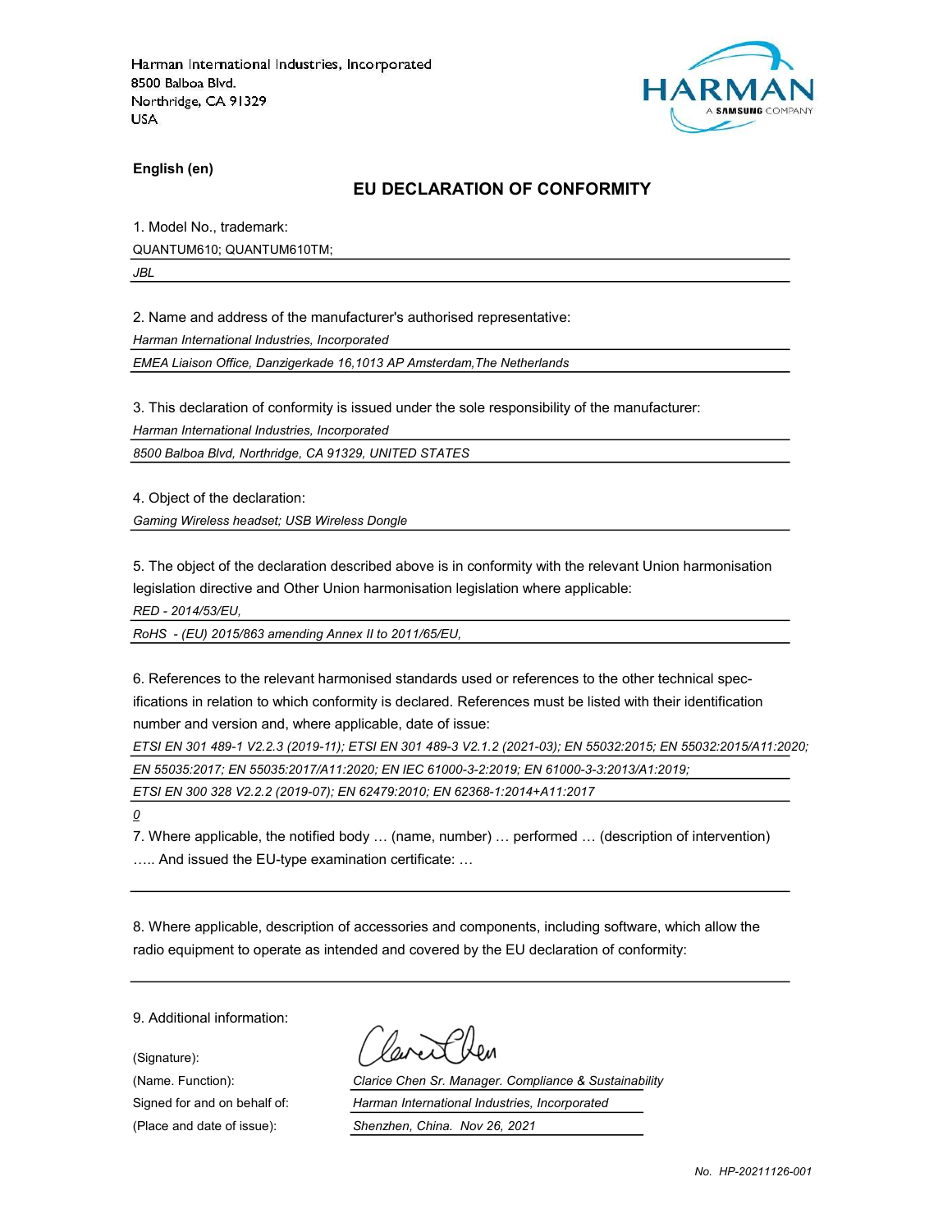Harman International Industries, Incorporated
8500 Balboa Blvd.
Northridge, CA 91329
USA

HARMAN
A SAMSUNG COMPANY

**English (en)**

## EU DECLARATION OF CONFORMITY

1. Model No., trademark:

QUANTUM610; QUANTUM610TM;

*JBL*

2. Name and address of the manufacturer's authorised representative:

*Harman International Industries, Incorporated*

*EMEA Liaison Office, Danzigerkade 16,1013 AP Amsterdam,The Netherlands*

3. This declaration of conformity is issued under the sole responsibility of the manufacturer:

*Harman International Industries, Incorporated*

*8500 Balboa Blvd, Northridge, CA 91329, UNITED STATES*

4. Object of the declaration:

*Gaming Wireless headset; USB Wireless Dongle*

5. The object of the declaration described above is in conformity with the relevant Union harmonisation legislation directive and Other Union harmonisation legislation where applicable:

*RED - 2014/53/EU,*

*RoHS - (EU) 2015/863 amending Annex II to 2011/65/EU,*

6. References to the relevant harmonised standards used or references to the other technical specifications in relation to which conformity is declared. References must be listed with their identification number and version and, where applicable, date of issue:

*ETSI EN 301 489-1 V2.2.3 (2019-11); ETSI EN 301 489-3 V2.1.2 (2021-03); EN 55032:2015; EN 55032:2015/A11:2020; EN 55035:2017; EN 55035:2017/A11:2020; EN IEC 61000-3-2:2019; EN 61000-3-3:2013/A1:2019; ETSI EN 300 328 V2.2.2 (2019-07); EN 62479:2010; EN 62368-1:2014+A11:2017*

*0*

7. Where applicable, the notified body … (name, number) … performed … (description of intervention) ….. And issued the EU-type examination certificate: …

8. Where applicable, description of accessories and components, including software, which allow the radio equipment to operate as intended and covered by the EU declaration of conformity:

9. Additional information:

(Signature):

(Name. Function): *Clarice Chen Sr. Manager. Compliance & Sustainability*

Signed for and on behalf of: *Harman International Industries, Incorporated*

(Place and date of issue): *Shenzhen, China. Nov 26, 2021*

*No. HP-20211126-001*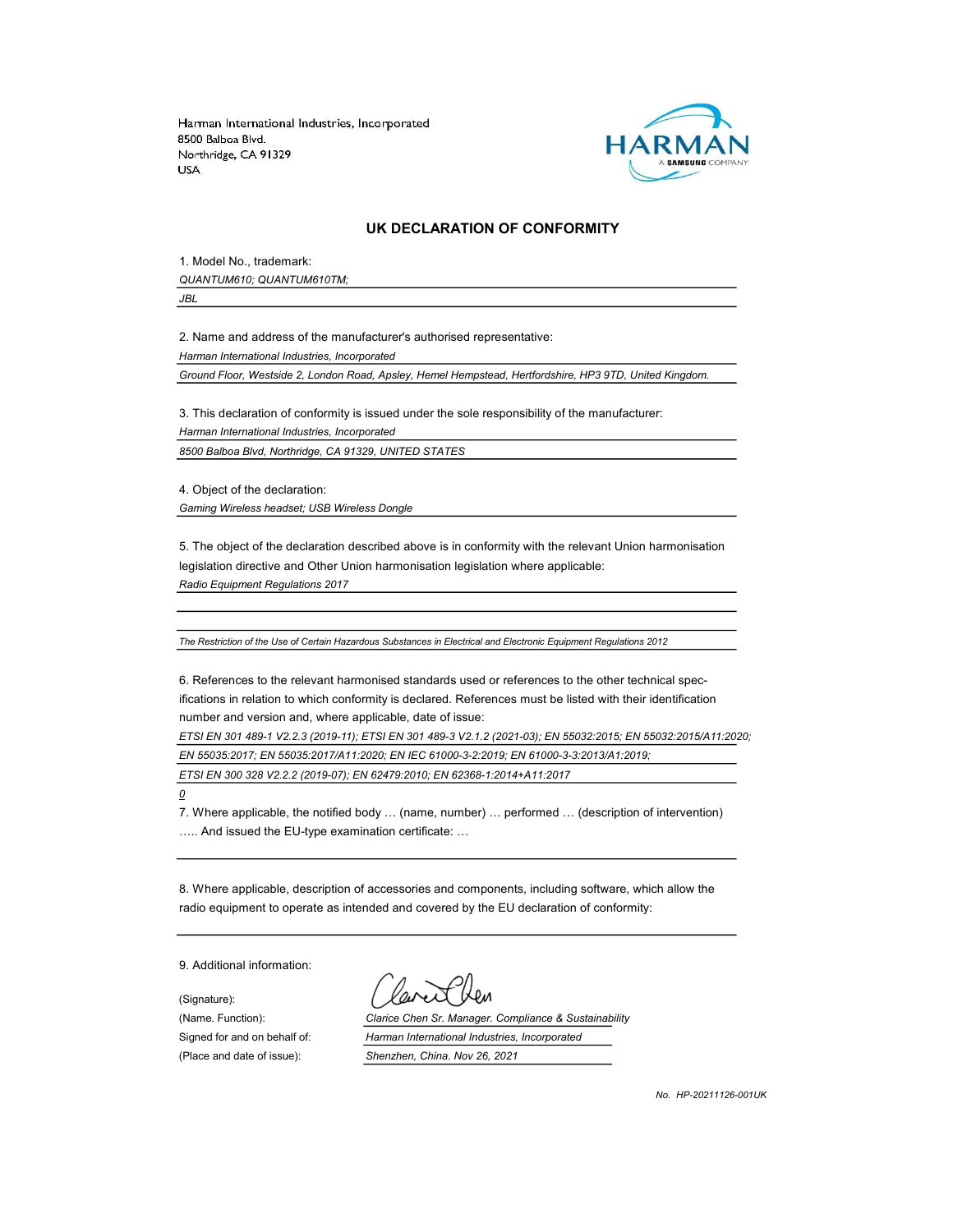Harman International Industries, Incorporated
8500 Balboa Blvd.
Northridge, CA 91329
USA

## UK DECLARATION OF CONFORMITY

1. Model No., trademark:

*QUANTUM610; QUANTUM610TM;*

*JBL*

2. Name and address of the manufacturer's authorised representative:

*Harman International Industries, Incorporated*

*Ground Floor, Westside 2, London Road, Apsley, Hemel Hempstead, Hertfordshire, HP3 9TD, United Kingdom.*

3. This declaration of conformity is issued under the sole responsibility of the manufacturer:

*Harman International Industries, Incorporated*

*8500 Balboa Blvd, Northridge, CA 91329, UNITED STATES*

4. Object of the declaration:

*Gaming Wireless headset; USB Wireless Dongle*

5. The object of the declaration described above is in conformity with the relevant Union harmonisation legislation directive and Other Union harmonisation legislation where applicable:

*Radio Equipment Regulations 2017*

*The Restriction of the Use of Certain Hazardous Substances in Electrical and Electronic Equipment Regulations 2012*

6. References to the relevant harmonised standards used or references to the other technical specifications in relation to which conformity is declared. References must be listed with their identification number and version and, where applicable, date of issue:

*ETSI EN 301 489-1 V2.2.3 (2019-11); ETSI EN 301 489-3 V2.1.2 (2021-03); EN 55032:2015; EN 55032:2015/A11:2020;*

*EN 55035:2017; EN 55035:2017/A11:2020; EN IEC 61000-3-2:2019; EN 61000-3-3:2013/A1:2019;*

*ETSI EN 300 328 V2.2.2 (2019-07); EN 62479:2010; EN 62368-1:2014+A11:2017*

*0*

7. Where applicable, the notified body … (name, number) … performed … (description of intervention) ….. And issued the EU-type examination certificate: …

8. Where applicable, description of accessories and components, including software, which allow the radio equipment to operate as intended and covered by the EU declaration of conformity:

9. Additional information:

(Signature):

(Name. Function): *Clarice Chen Sr. Manager. Compliance & Sustainability*

Signed for and on behalf of: *Harman International Industries, Incorporated*

(Place and date of issue): *Shenzhen, China. Nov 26, 2021*

*No. HP-20211126-001UK*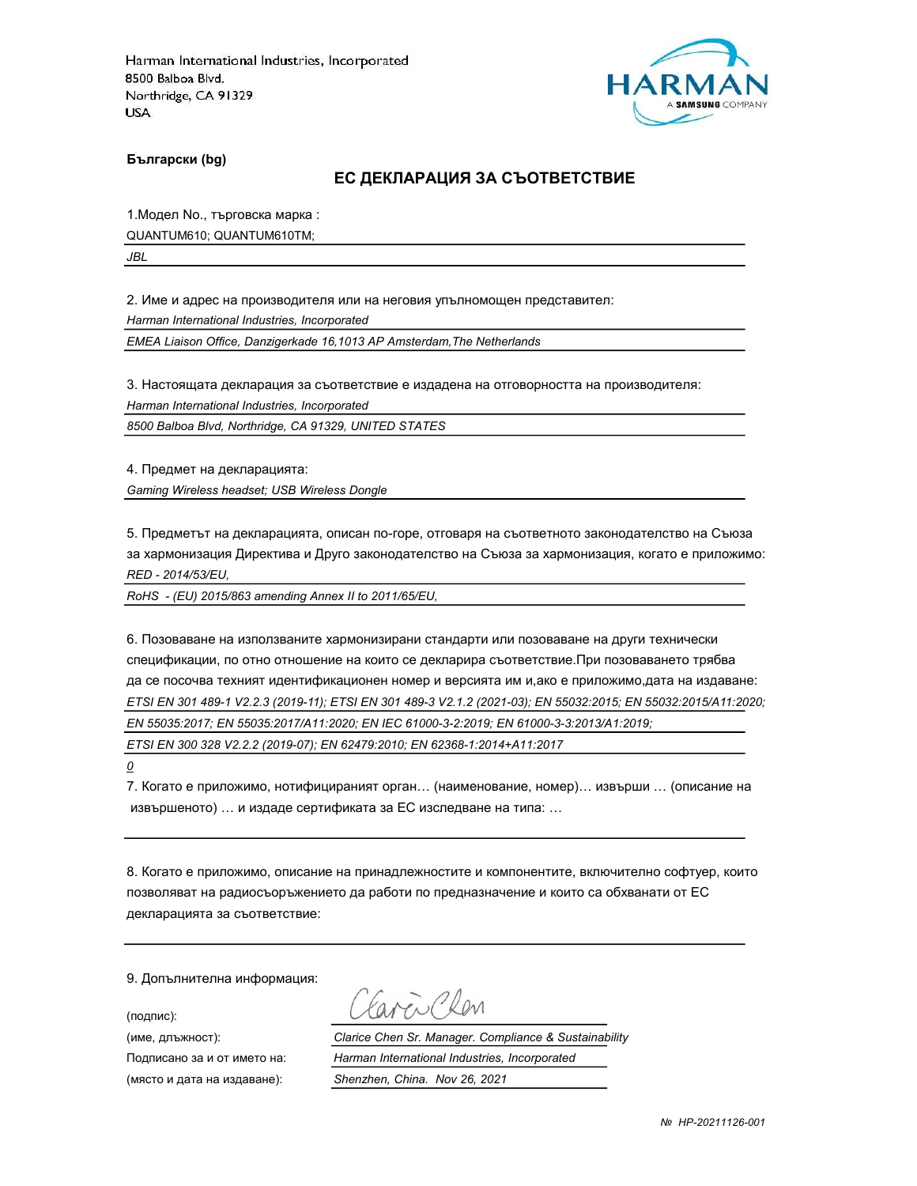Harman International Industries, Incorporated
8500 Balboa Blvd.
Northridge, CA 91329
USA

**Български (bg)**

## ЕС ДЕКЛАРАЦИЯ ЗА СЪОТВЕТСТВИЕ

1.Модел No., търговска марка :

QUANTUM610; QUANTUM610TM;

*JBL*

2. Име и адрес на производителя или на неговия упълномощен представител:

*Harman International Industries, Incorporated*

*EMEA Liaison Office, Danzigerkade 16,1013 AP Amsterdam,The Netherlands*

3. Настоящата декларация за съответствие е издадена на отговорността на производителя:

*Harman International Industries, Incorporated*

*8500 Balboa Blvd, Northridge, CA 91329, UNITED STATES*

4. Предмет на декларацията:

*Gaming Wireless headset; USB Wireless Dongle*

5. Предметът на декларацията, описан по-горе, отговаря на съответното законодателство на Съюза за хармонизация Директива и Друго законодателство на Съюза за хармонизация, когато е приложимо:

*RED - 2014/53/EU,*

*RoHS - (EU) 2015/863 amending Annex II to 2011/65/EU,*

6. Позоваване на използваните хармонизирани стандарти или позоваване на други технически спецификации, по отно отношение на които се декларира съответствие.При позоваването трябва да се посочва техният идентификационен номер и версията им и,ако е приложимо,дата на издаване:

*ETSI EN 301 489-1 V2.2.3 (2019-11); ETSI EN 301 489-3 V2.1.2 (2021-03); EN 55032:2015; EN 55032:2015/A11:2020;*

*EN 55035:2017; EN 55035:2017/A11:2020; EN IEC 61000-3-2:2019; EN 61000-3-3:2013/A1:2019;*

*ETSI EN 300 328 V2.2.2 (2019-07); EN 62479:2010; EN 62368-1:2014+A11:2017*

*0*

7. Когато е приложимо, нотифицираният орган… (наименование, номер)… извърши … (описание на извършеното) … и издаде сертификата за ЕС изследване на типа: …

8. Когато е приложимо, описание на принадлежностите и компонентите, включително софтуер, които позволяват на радиосъоръжението да работи по предназначение и които са обхванати от ЕС декларацията за съответствие:

9. Допълнителна информация:

(подпис): Clarice Chen

(име, длъжност): *Clarice Chen Sr. Manager. Compliance & Sustainability*

Подписано за и от името на: *Harman International Industries, Incorporated*

(място и дата на издаване): *Shenzhen, China. Nov 26, 2021*

*№ HP-20211126-001*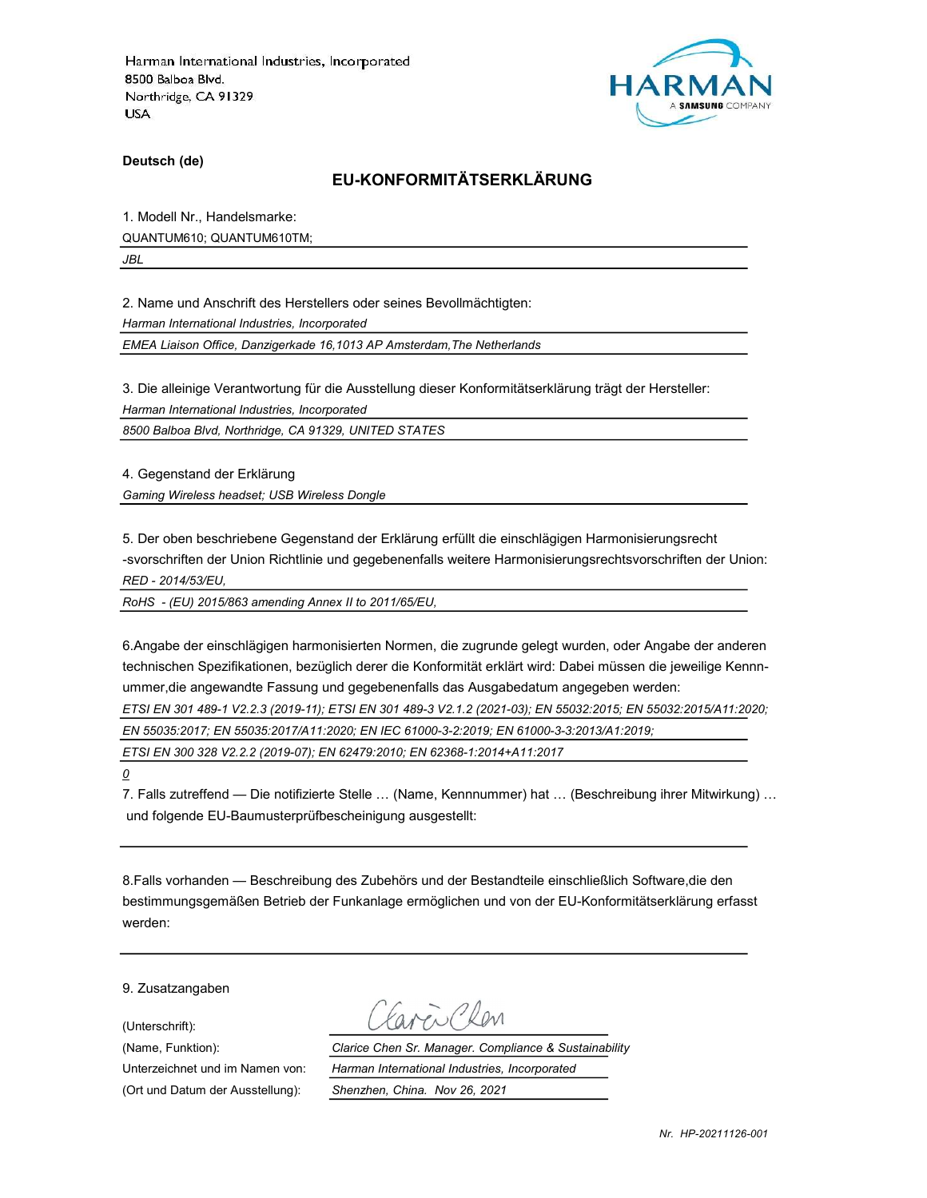Harman International Industries, Incorporated
8500 Balboa Blvd.
Northridge, CA 91329
USA

**Deutsch (de)**

## EU-KONFORMITÄTSERKLÄRUNG

1. Modell Nr., Handelsmarke:

QUANTUM610; QUANTUM610TM;

*JBL*

2. Name und Anschrift des Herstellers oder seines Bevollmächtigten:

*Harman International Industries, Incorporated*

*EMEA Liaison Office, Danzigerkade 16,1013 AP Amsterdam,The Netherlands*

3. Die alleinige Verantwortung für die Ausstellung dieser Konformitätserklärung trägt der Hersteller:

*Harman International Industries, Incorporated*

*8500 Balboa Blvd, Northridge, CA 91329, UNITED STATES*

4. Gegenstand der Erklärung

*Gaming Wireless headset; USB Wireless Dongle*

5. Der oben beschriebene Gegenstand der Erklärung erfüllt die einschlägigen Harmonisierungsrecht -svorschriften der Union Richtlinie und gegebenenfalls weitere Harmonisierungsrechtsvorschriften der Union:

*RED - 2014/53/EU,*

*RoHS - (EU) 2015/863 amending Annex II to 2011/65/EU,*

6.Angabe der einschlägigen harmonisierten Normen, die zugrunde gelegt wurden, oder Angabe der anderen technischen Spezifikationen, bezüglich derer die Konformität erklärt wird: Dabei müssen die jeweilige Kennnummer,die angewandte Fassung und gegebenenfalls das Ausgabedatum angegeben werden:

*ETSI EN 301 489-1 V2.2.3 (2019-11); ETSI EN 301 489-3 V2.1.2 (2021-03); EN 55032:2015; EN 55032:2015/A11:2020;*

*EN 55035:2017; EN 55035:2017/A11:2020; EN IEC 61000-3-2:2019; EN 61000-3-3:2013/A1:2019;*

*ETSI EN 300 328 V2.2.2 (2019-07); EN 62479:2010; EN 62368-1:2014+A11:2017*

*0*

7. Falls zutreffend — Die notifizierte Stelle … (Name, Kennnummer) hat … (Beschreibung ihrer Mitwirkung) … und folgende EU-Baumusterprüfbescheinigung ausgestellt:

8.Falls vorhanden — Beschreibung des Zubehörs und der Bestandteile einschließlich Software,die den bestimmungsgemäßen Betrieb der Funkanlage ermöglichen und von der EU-Konformitätserklärung erfasst werden:

9. Zusatzangaben

(Unterschrift): Clarice Chen

(Name, Funktion): *Clarice Chen Sr. Manager. Compliance & Sustainability*

Unterzeichnet und im Namen von: *Harman International Industries, Incorporated*

(Ort und Datum der Ausstellung): *Shenzhen, China. Nov 26, 2021*

*Nr. HP-20211126-001*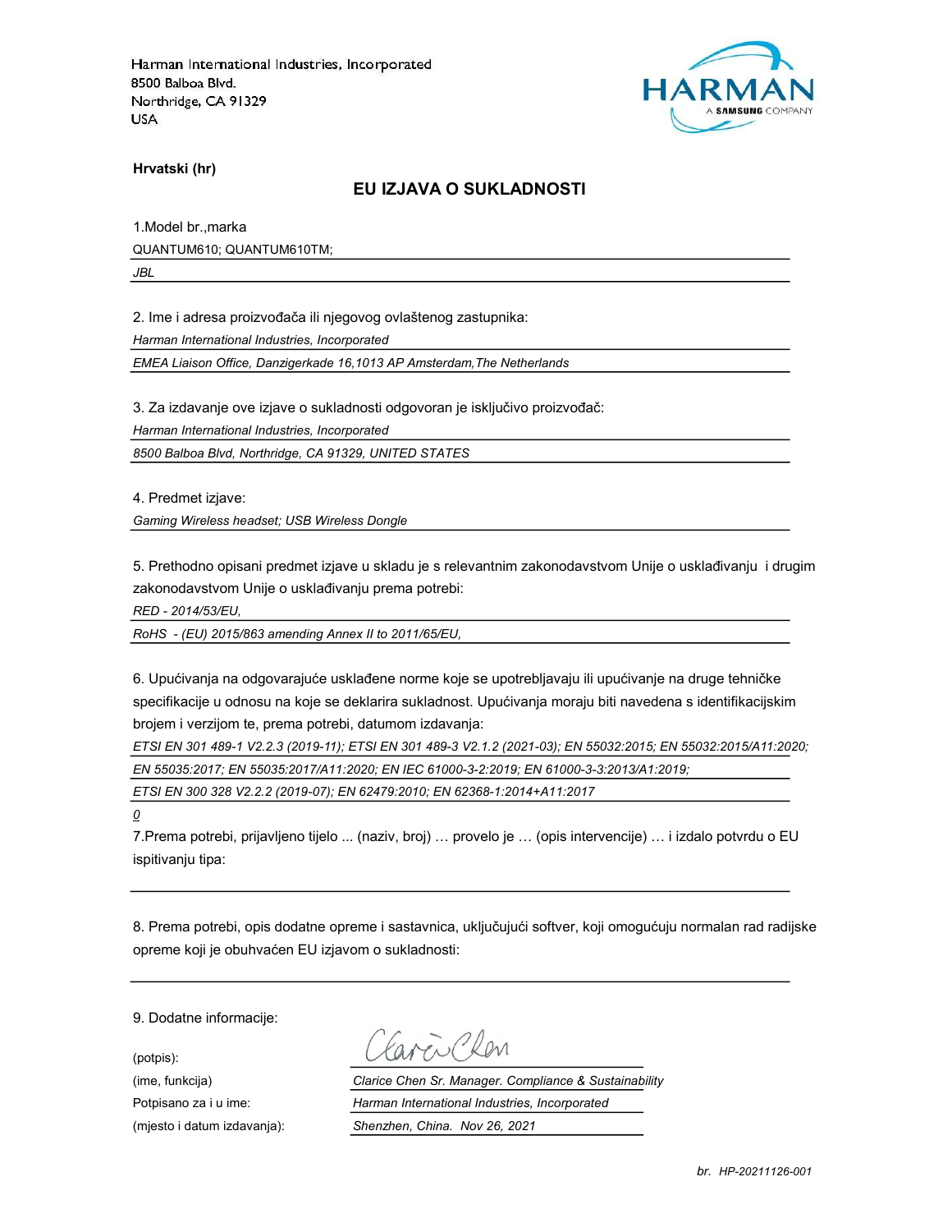Harman International Industries, Incorporated
8500 Balboa Blvd.
Northridge, CA 91329
USA

**Hrvatski (hr)**

## EU IZJAVA O SUKLADNOSTI

1.Model br.,marka

QUANTUM610; QUANTUM610TM;

*JBL*

2. Ime i adresa proizvođača ili njegovog ovlaštenog zastupnika:

*Harman International Industries, Incorporated*

*EMEA Liaison Office, Danzigerkade 16,1013 AP Amsterdam,The Netherlands*

3. Za izdavanje ove izjave o sukladnosti odgovoran je isključivo proizvođač:

*Harman International Industries, Incorporated*

*8500 Balboa Blvd, Northridge, CA 91329, UNITED STATES*

4. Predmet izjave:

*Gaming Wireless headset; USB Wireless Dongle*

5. Prethodno opisani predmet izjave u skladu je s relevantnim zakonodavstvom Unije o usklađivanju i drugim zakonodavstvom Unije o usklađivanju prema potrebi:

*RED - 2014/53/EU,*

*RoHS - (EU) 2015/863 amending Annex II to 2011/65/EU,*

6. Upućivanja na odgovarajuće usklađene norme koje se upotrebljavaju ili upućivanje na druge tehničke specifikacije u odnosu na koje se deklarira sukladnost. Upućivanja moraju biti navedena s identifikacijskim brojem i verzijom te, prema potrebi, datumom izdavanja:

*ETSI EN 301 489-1 V2.2.3 (2019-11); ETSI EN 301 489-3 V2.1.2 (2021-03); EN 55032:2015; EN 55032:2015/A11:2020; EN 55035:2017; EN 55035:2017/A11:2020; EN IEC 61000-3-2:2019; EN 61000-3-3:2013/A1:2019;*

*ETSI EN 300 328 V2.2.2 (2019-07); EN 62479:2010; EN 62368-1:2014+A11:2017*

*0*

7.Prema potrebi, prijavljeno tijelo ... (naziv, broj) … provelo je … (opis intervencije) … i izdalo potvrdu o EU ispitivanju tipa:

8. Prema potrebi, opis dodatne opreme i sastavnica, uključujući softver, koji omogućuju normalan rad radijske opreme koji je obuhvaćen EU izjavom o sukladnosti:

9. Dodatne informacije:

(potpis):

(ime, funkcija) *Clarice Chen Sr. Manager. Compliance & Sustainability*

Potpisano za i u ime: *Harman International Industries, Incorporated*

(mjesto i datum izdavanja): *Shenzhen, China. Nov 26, 2021*

*br. HP-20211126-001*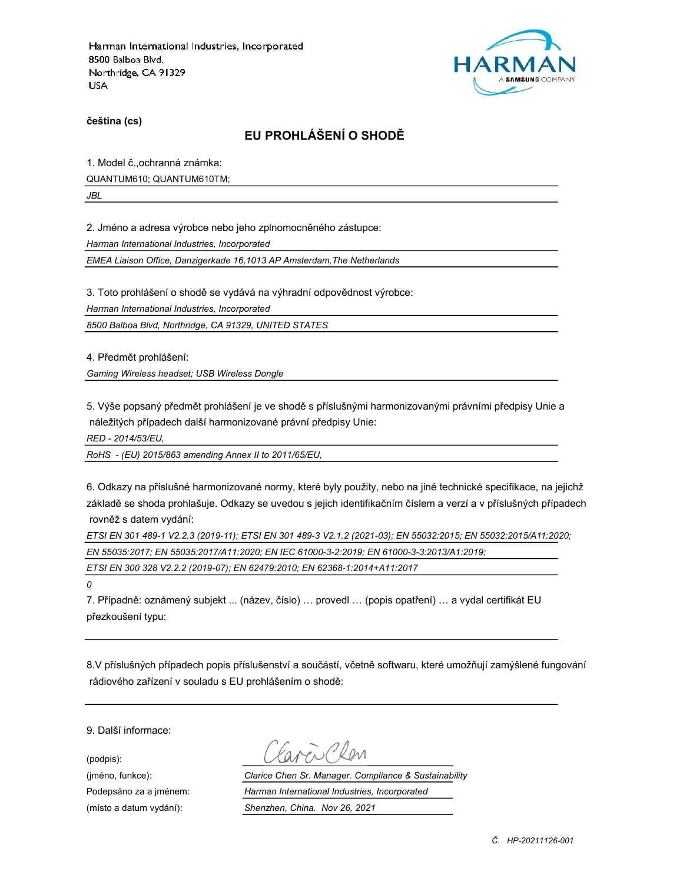Harman International Industries, Incorporated
8500 Balboa Blvd.
Northridge, CA 91329
USA

**čeština (cs)**

## EU PROHLÁŠENÍ O SHODĚ

1. Model č.,ochranná známka:

QUANTUM610; QUANTUM610TM;

*JBL*

2. Jméno a adresa výrobce nebo jeho zplnomocněného zástupce:

*Harman International Industries, Incorporated*

*EMEA Liaison Office, Danzigerkade 16,1013 AP Amsterdam,The Netherlands*

3. Toto prohlášení o shodě se vydává na výhradní odpovědnost výrobce:

*Harman International Industries, Incorporated*

*8500 Balboa Blvd, Northridge, CA 91329, UNITED STATES*

4. Předmět prohlášení:

*Gaming Wireless headset; USB Wireless Dongle*

5. Výše popsaný předmět prohlášení je ve shodě s příslušnými harmonizovanými právními předpisy Unie a náležitých případech další harmonizované právní předpisy Unie:

*RED - 2014/53/EU,*

*RoHS - (EU) 2015/863 amending Annex II to 2011/65/EU,*

6. Odkazy na příslušné harmonizované normy, které byly použity, nebo na jiné technické specifikace, na jejichž základě se shoda prohlašuje. Odkazy se uvedou s jejich identifikačním číslem a verzí a v příslušných případech rovněž s datem vydání:

*ETSI EN 301 489-1 V2.2.3 (2019-11); ETSI EN 301 489-3 V2.1.2 (2021-03); EN 55032:2015; EN 55032:2015/A11:2020;*

*EN 55035:2017; EN 55035:2017/A11:2020; EN IEC 61000-3-2:2019; EN 61000-3-3:2013/A1:2019;*

*ETSI EN 300 328 V2.2.2 (2019-07); EN 62479:2010; EN 62368-1:2014+A11:2017*

*0*

7. Případně: oznámený subjekt ... (název, číslo) … provedl … (popis opatření) … a vydal certifikát EU přezkoušení typu:

8.V příslušných případech popis příslušenství a součástí, včetně softwaru, které umožňují zamýšlené fungování rádiového zařízení v souladu s EU prohlášením o shodě:

9. Další informace:

(podpis):

(jméno, funkce): *Clarice Chen Sr. Manager. Compliance & Sustainability*

Podepsáno za a jménem: *Harman International Industries, Incorporated*

(místo a datum vydání): *Shenzhen, China. Nov 26, 2021*

*Č. HP-20211126-001*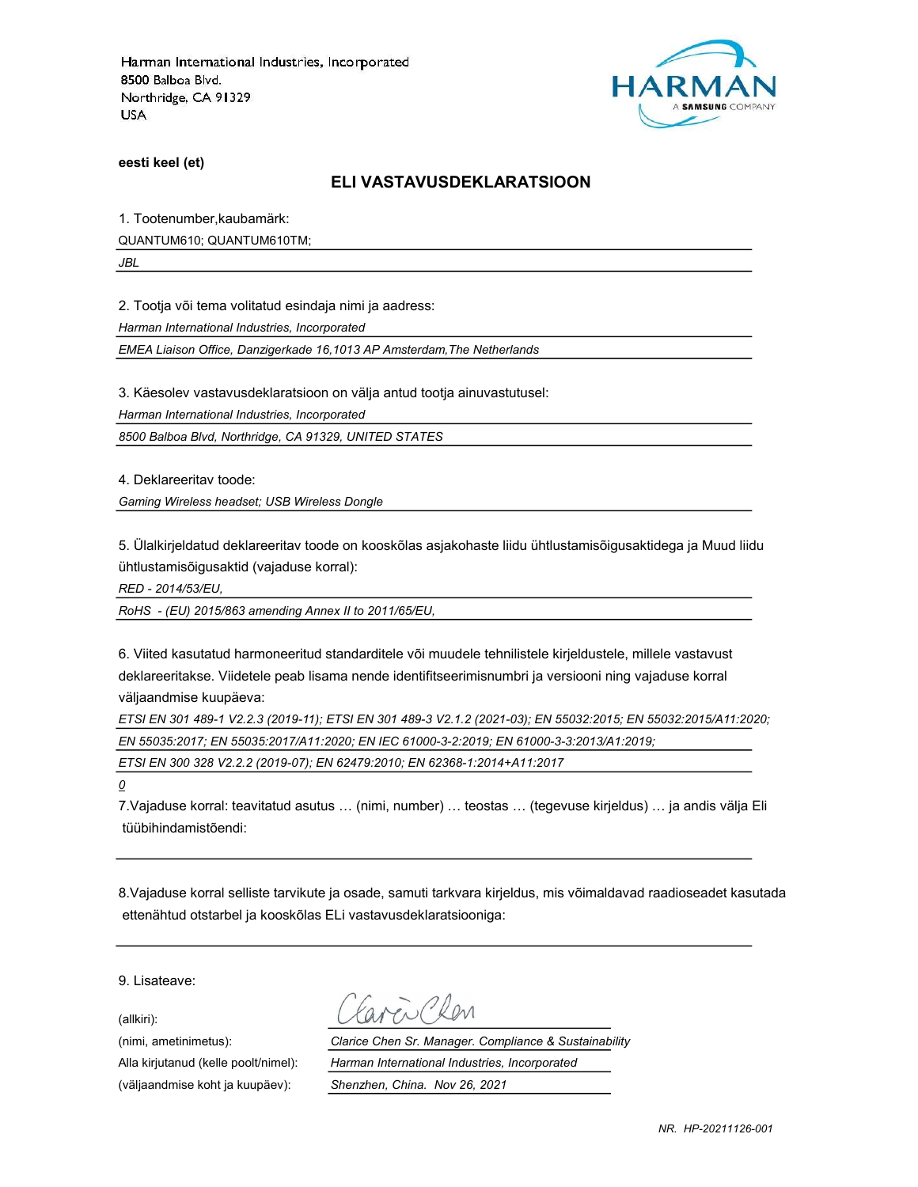Harman International Industries, Incorporated
8500 Balboa Blvd.
Northridge, CA 91329
USA

HARMAN
A SAMSUNG COMPANY

**eesti keel (et)**

## ELI VASTAVUSDEKLARATSIOON

1. Tootenumber,kaubamärk:

QUANTUM610; QUANTUM610TM;

*JBL*

2. Tootja või tema volitatud esindaja nimi ja aadress:

*Harman International Industries, Incorporated*

*EMEA Liaison Office, Danzigerkade 16,1013 AP Amsterdam,The Netherlands*

3. Käesolev vastavusdeklaratsioon on välja antud tootja ainuvastutusel:

*Harman International Industries, Incorporated*

*8500 Balboa Blvd, Northridge, CA 91329, UNITED STATES*

4. Deklareeritav toode:

*Gaming Wireless headset; USB Wireless Dongle*

5. Ülalkirjeldatud deklareeritav toode on kooskõlas asjakohaste liidu ühtlustamisõigusaktidega ja Muud liidu ühtlustamisõigusaktid (vajaduse korral):

*RED - 2014/53/EU,*

*RoHS - (EU) 2015/863 amending Annex II to 2011/65/EU,*

6. Viited kasutatud harmoneeritud standarditele või muudele tehnilistele kirjeldustele, millele vastavust deklareeritakse. Viidetele peab lisama nende identifitseerimisnumbri ja versiooni ning vajaduse korral väljaandmise kuupäeva:

*ETSI EN 301 489-1 V2.2.3 (2019-11); ETSI EN 301 489-3 V2.1.2 (2021-03); EN 55032:2015; EN 55032:2015/A11:2020;*

*EN 55035:2017; EN 55035:2017/A11:2020; EN IEC 61000-3-2:2019; EN 61000-3-3:2013/A1:2019;*

*ETSI EN 300 328 V2.2.2 (2019-07); EN 62479:2010; EN 62368-1:2014+A11:2017*

*0*

7.Vajaduse korral: teavitatud asutus … (nimi, number) … teostas … (tegevuse kirjeldus) … ja andis välja Eli tüübihindamistõendi:

8.Vajaduse korral selliste tarvikute ja osade, samuti tarkvara kirjeldus, mis võimaldavad raadioseadet kasutada ettenähtud otstarbel ja kooskõlas ELi vastavusdeklaratsiooniga:

9. Lisateave:

(allkiri):

(nimi, ametinimetus): *Clarice Chen Sr. Manager. Compliance & Sustainability*

Alla kirjutanud (kelle poolt/nimel): *Harman International Industries, Incorporated*

(väljaandmise koht ja kuupäev): *Shenzhen, China. Nov 26, 2021*

*NR. HP-20211126-001*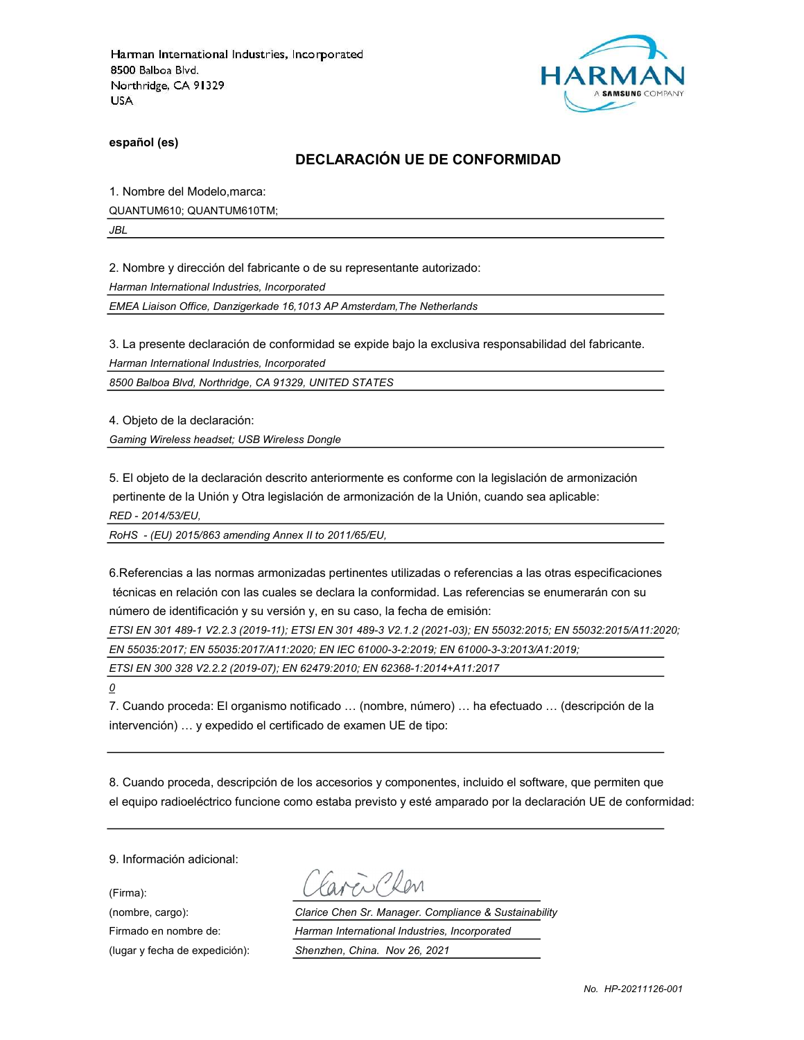Harman International Industries, Incorporated
8500 Balboa Blvd.
Northridge, CA 91329
USA

HARMAN
A SAMSUNG COMPANY

**español (es)**

## DECLARACIÓN UE DE CONFORMIDAD

1. Nombre del Modelo,marca:

QUANTUM610; QUANTUM610TM;

*JBL*

2. Nombre y dirección del fabricante o de su representante autorizado:

*Harman International Industries, Incorporated*

*EMEA Liaison Office, Danzigerkade 16,1013 AP Amsterdam,The Netherlands*

3. La presente declaración de conformidad se expide bajo la exclusiva responsabilidad del fabricante.

*Harman International Industries, Incorporated*

*8500 Balboa Blvd, Northridge, CA 91329, UNITED STATES*

4. Objeto de la declaración:

*Gaming Wireless headset; USB Wireless Dongle*

5. El objeto de la declaración descrito anteriormente es conforme con la legislación de armonización pertinente de la Unión y Otra legislación de armonización de la Unión, cuando sea aplicable:

*RED - 2014/53/EU,*

*RoHS - (EU) 2015/863 amending Annex II to 2011/65/EU,*

6.Referencias a las normas armonizadas pertinentes utilizadas o referencias a las otras especificaciones técnicas en relación con las cuales se declara la conformidad. Las referencias se enumerarán con su número de identificación y su versión y, en su caso, la fecha de emisión:

*ETSI EN 301 489-1 V2.2.3 (2019-11); ETSI EN 301 489-3 V2.1.2 (2021-03); EN 55032:2015; EN 55032:2015/A11:2020;*

*EN 55035:2017; EN 55035:2017/A11:2020; EN IEC 61000-3-2:2019; EN 61000-3-3:2013/A1:2019;*

*ETSI EN 300 328 V2.2.2 (2019-07); EN 62479:2010; EN 62368-1:2014+A11:2017*

*0*

7. Cuando proceda: El organismo notificado … (nombre, número) … ha efectuado … (descripción de la intervención) … y expedido el certificado de examen UE de tipo:

8. Cuando proceda, descripción de los accesorios y componentes, incluido el software, que permiten que el equipo radioeléctrico funcione como estaba previsto y esté amparado por la declaración UE de conformidad:

9. Información adicional:

(Firma):

(nombre, cargo): *Clarice Chen Sr. Manager. Compliance & Sustainability*

Firmado en nombre de: *Harman International Industries, Incorporated*

(lugar y fecha de expedición): *Shenzhen, China. Nov 26, 2021*

*No. HP-20211126-001*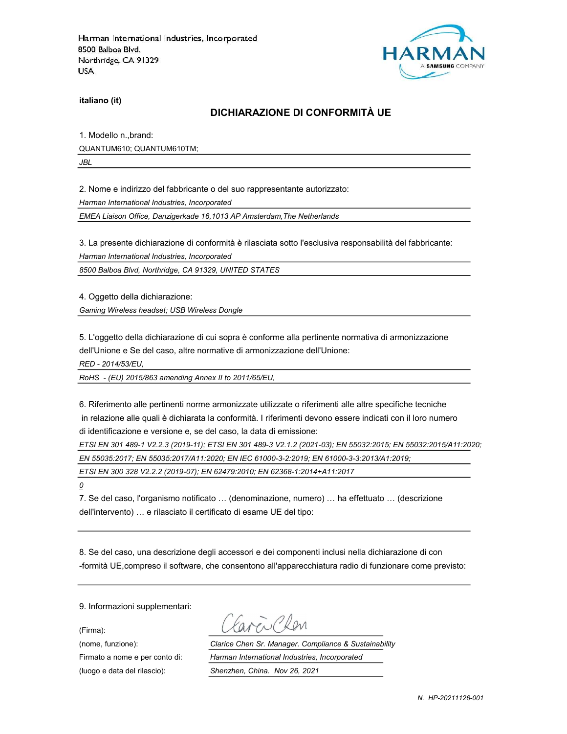Harman International Industries, Incorporated
8500 Balboa Blvd.
Northridge, CA 91329
USA

HARMAN
A SAMSUNG COMPANY

**italiano (it)**

## DICHIARAZIONE DI CONFORMITÀ UE

1. Modello n.,brand:

QUANTUM610; QUANTUM610TM;

*JBL*

2. Nome e indirizzo del fabbricante o del suo rappresentante autorizzato:

*Harman International Industries, Incorporated*

*EMEA Liaison Office, Danzigerkade 16,1013 AP Amsterdam,The Netherlands*

3. La presente dichiarazione di conformità è rilasciata sotto l'esclusiva responsabilità del fabbricante:

*Harman International Industries, Incorporated*

*8500 Balboa Blvd, Northridge, CA 91329, UNITED STATES*

4. Oggetto della dichiarazione:

*Gaming Wireless headset; USB Wireless Dongle*

5. L'oggetto della dichiarazione di cui sopra è conforme alla pertinente normativa di armonizzazione dell'Unione e Se del caso, altre normative di armonizzazione dell'Unione:

*RED - 2014/53/EU,*

*RoHS - (EU) 2015/863 amending Annex II to 2011/65/EU,*

6. Riferimento alle pertinenti norme armonizzate utilizzate o riferimenti alle altre specifiche tecniche in relazione alle quali è dichiarata la conformità. I riferimenti devono essere indicati con il loro numero di identificazione e versione e, se del caso, la data di emissione:

*ETSI EN 301 489-1 V2.2.3 (2019-11); ETSI EN 301 489-3 V2.1.2 (2021-03); EN 55032:2015; EN 55032:2015/A11:2020; EN 55035:2017; EN 55035:2017/A11:2020; EN IEC 61000-3-2:2019; EN 61000-3-3:2013/A1:2019; ETSI EN 300 328 V2.2.2 (2019-07); EN 62479:2010; EN 62368-1:2014+A11:2017*

*0*

7. Se del caso, l'organismo notificato … (denominazione, numero) … ha effettuato … (descrizione dell'intervento) … e rilasciato il certificato di esame UE del tipo:

8. Se del caso, una descrizione degli accessori e dei componenti inclusi nella dichiarazione di con -formità UE,compreso il software, che consentono all'apparecchiatura radio di funzionare come previsto:

9. Informazioni supplementari:

(Firma):

(nome, funzione): *Clarice Chen Sr. Manager. Compliance & Sustainability*

Firmato a nome e per conto di: *Harman International Industries, Incorporated*

(luogo e data del rilascio): *Shenzhen, China. Nov 26, 2021*

*N. HP-20211126-001*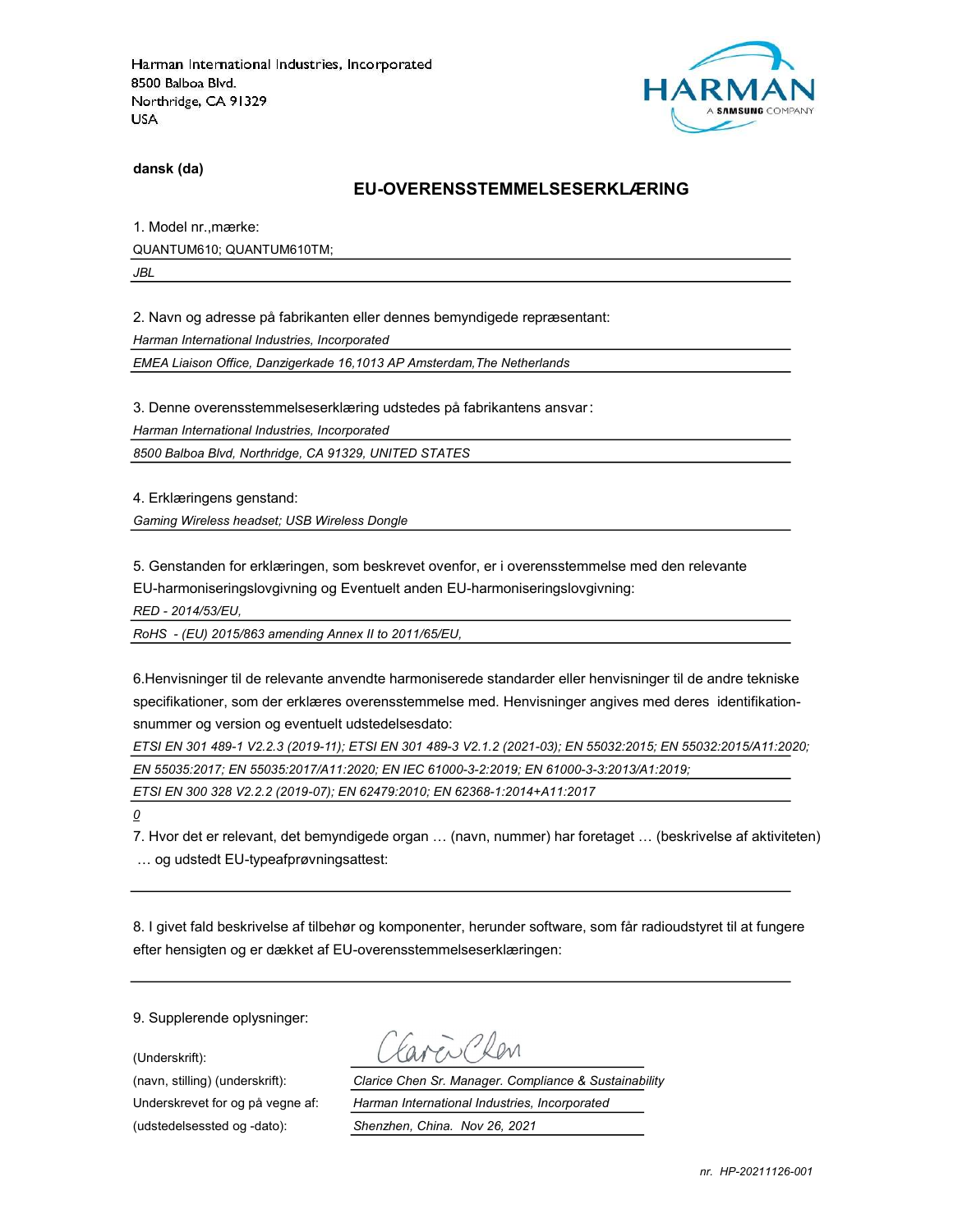Harman International Industries, Incorporated
8500 Balboa Blvd.
Northridge, CA 91329
USA

**dansk (da)**

## EU-OVERENSSTEMMELSESERKLÆRING

1. Model nr.,mærke:

QUANTUM610; QUANTUM610TM;

*JBL*

2. Navn og adresse på fabrikanten eller dennes bemyndigede repræsentant:

*Harman International Industries, Incorporated*

*EMEA Liaison Office, Danzigerkade 16,1013 AP Amsterdam,The Netherlands*

3. Denne overensstemmelseserklæring udstedes på fabrikantens ansvar:

*Harman International Industries, Incorporated*

*8500 Balboa Blvd, Northridge, CA 91329, UNITED STATES*

4. Erklæringens genstand:

*Gaming Wireless headset; USB Wireless Dongle*

5. Genstanden for erklæringen, som beskrevet ovenfor, er i overensstemmelse med den relevante EU-harmoniseringslovgivning og Eventuelt anden EU-harmoniseringslovgivning:

*RED - 2014/53/EU,*

*RoHS - (EU) 2015/863 amending Annex II to 2011/65/EU,*

6.Henvisninger til de relevante anvendte harmoniserede standarder eller henvisninger til de andre tekniske specifikationer, som der erklæres overensstemmelse med. Henvisninger angives med deres identifikation-snummer og version og eventuelt udstedelsesdato:

*ETSI EN 301 489-1 V2.2.3 (2019-11); ETSI EN 301 489-3 V2.1.2 (2021-03); EN 55032:2015; EN 55032:2015/A11:2020; EN 55035:2017; EN 55035:2017/A11:2020; EN IEC 61000-3-2:2019; EN 61000-3-3:2013/A1:2019; ETSI EN 300 328 V2.2.2 (2019-07); EN 62479:2010; EN 62368-1:2014+A11:2017*

*0*

7. Hvor det er relevant, det bemyndigede organ … (navn, nummer) har foretaget … (beskrivelse af aktiviteten) … og udstedt EU-typeafprøvningsattest:

8. I givet fald beskrivelse af tilbehør og komponenter, herunder software, som får radioudstyret til at fungere efter hensigten og er dækket af EU-overensstemmelseserklæringen:

9. Supplerende oplysninger:

(Underskrift):

(navn, stilling) (underskrift): *Clarice Chen Sr. Manager. Compliance & Sustainability*

Underskrevet for og på vegne af: *Harman International Industries, Incorporated*

(udstedelsessted og -dato): *Shenzhen, China. Nov 26, 2021*

*nr. HP-20211126-001*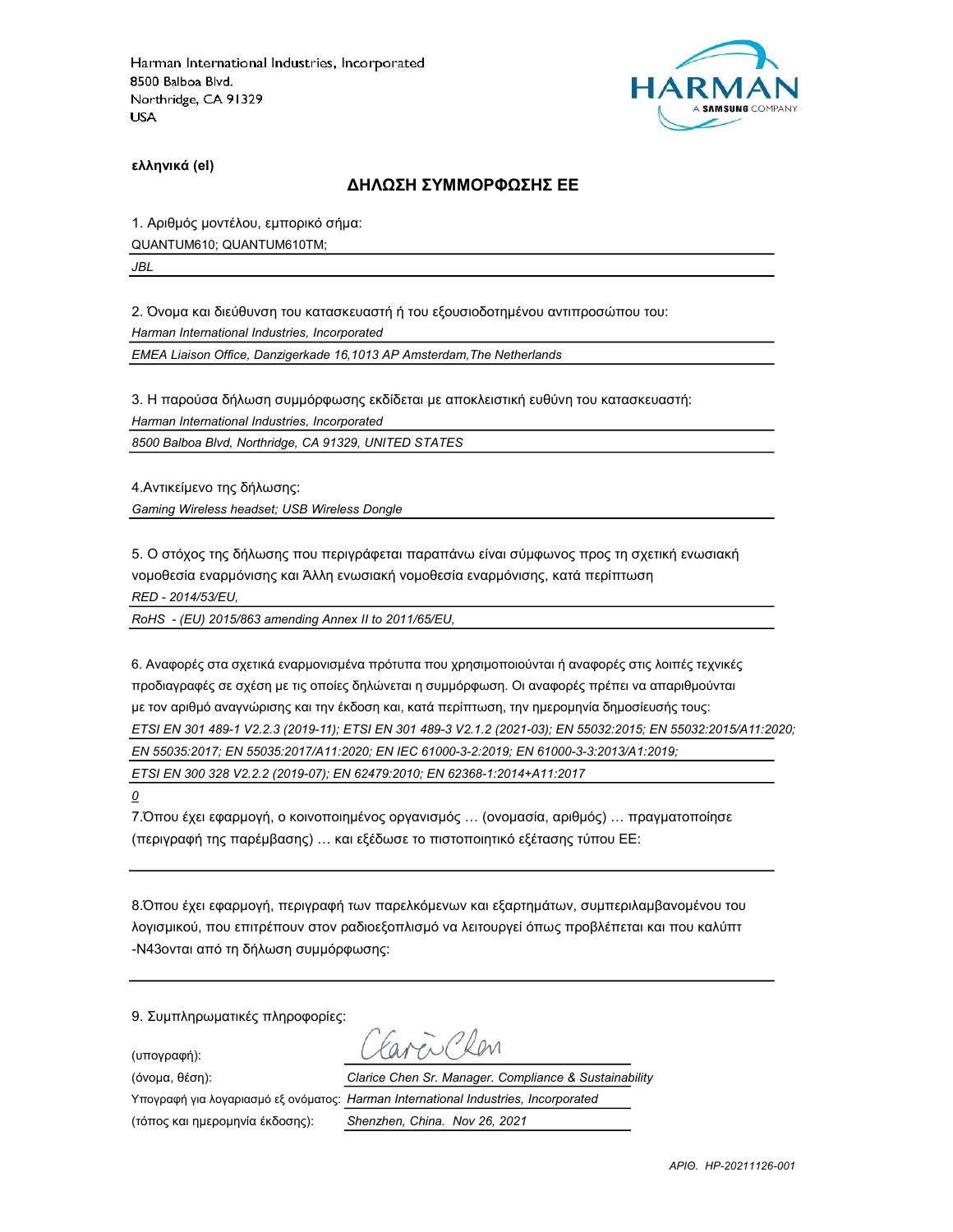Harman International Industries, Incorporated
8500 Balboa Blvd.
Northridge, CA 91329
USA

**ελληνικά (el)**

## ΔΗΛΩΣΗ ΣΥΜΜΟΡΦΩΣΗΣ ΕΕ

1. Αριθμός μοντέλου, εμπορικό σήμα:

QUANTUM610; QUANTUM610TM;

*JBL*

2. Όνομα και διεύθυνση του κατασκευαστή ή του εξουσιοδοτημένου αντιπροσώπου του:

*Harman International Industries, Incorporated*

*EMEA Liaison Office, Danzigerkade 16,1013 AP Amsterdam,The Netherlands*

3. Η παρούσα δήλωση συμμόρφωσης εκδίδεται με αποκλειστική ευθύνη του κατασκευαστή:

*Harman International Industries, Incorporated*

*8500 Balboa Blvd, Northridge, CA 91329, UNITED STATES*

4.Αντικείμενο της δήλωσης:

*Gaming Wireless headset; USB Wireless Dongle*

5. Ο στόχος της δήλωσης που περιγράφεται παραπάνω είναι σύμφωνος προς τη σχετική ενωσιακή νομοθεσία εναρμόνισης και Άλλη ενωσιακή νομοθεσία εναρμόνισης, κατά περίπτωση

*RED - 2014/53/EU,*

*RoHS - (EU) 2015/863 amending Annex II to 2011/65/EU,*

6. Αναφορές στα σχετικά εναρμονισμένα πρότυπα που χρησιμοποιούνται ή αναφορές στις λοιπές τεχνικές προδιαγραφές σε σχέση με τις οποίες δηλώνεται η συμμόρφωση. Οι αναφορές πρέπει να απαριθμούνται με τον αριθμό αναγνώρισης και την έκδοση και, κατά περίπτωση, την ημερομηνία δημοσίευσής τους:

*ETSI EN 301 489-1 V2.2.3 (2019-11); ETSI EN 301 489-3 V2.1.2 (2021-03); EN 55032:2015; EN 55032:2015/A11:2020;*

*EN 55035:2017; EN 55035:2017/A11:2020; EN IEC 61000-3-2:2019; EN 61000-3-3:2013/A1:2019;*

*ETSI EN 300 328 V2.2.2 (2019-07); EN 62479:2010; EN 62368-1:2014+A11:2017*

*0*

7.Όπου έχει εφαρμογή, ο κοινοποιημένος οργανισμός … (ονομασία, αριθμός) … πραγματοποίησε (περιγραφή της παρέμβασης) … και εξέδωσε το πιστοποιητικό εξέτασης τύπου ΕΕ:

8.Όπου έχει εφαρμογή, περιγραφή των παρελκόμενων και εξαρτημάτων, συμπεριλαμβανομένου του λογισμικού, που επιτρέπουν στον ραδιοεξοπλισμό να λειτουργεί όπως προβλέπεται και που καλύπτ -N43ονται από τη δήλωση συμμόρφωσης:

9. Συμπληρωματικές πληροφορίες:

(υπογραφή):

(όνομα, θέση): *Clarice Chen Sr. Manager. Compliance & Sustainability*

Υπογραφή για λογαριασμό εξ ονόματος: *Harman International Industries, Incorporated*

(τόπος και ημερομηνία έκδοσης): *Shenzhen, China. Nov 26, 2021*

*ΑΡΙΘ. HP-20211126-001*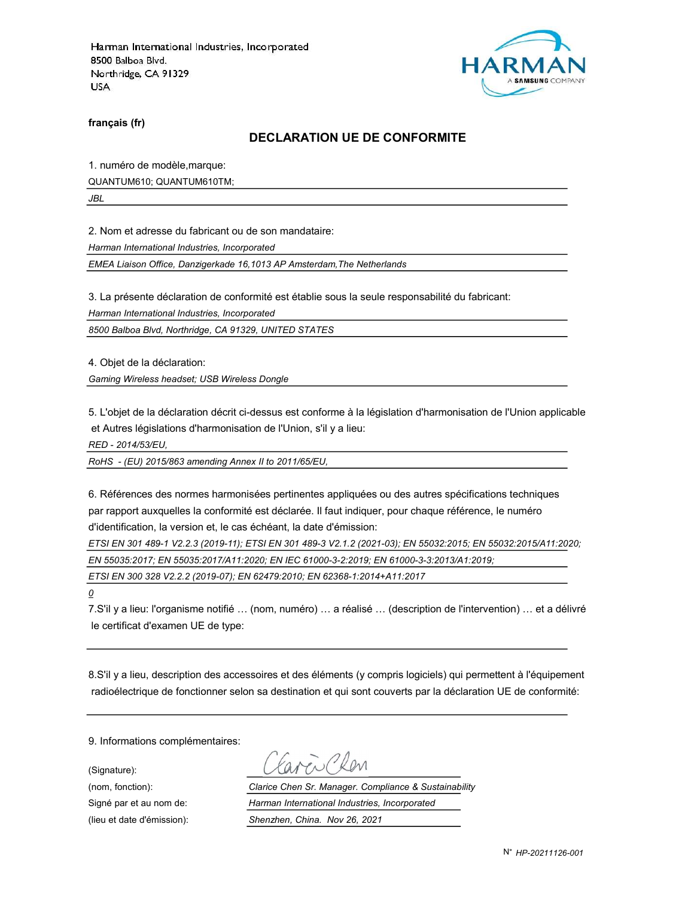Harman International Industries, Incorporated
8500 Balboa Blvd.
Northridge, CA 91329
USA

**français (fr)**

## DECLARATION UE DE CONFORMITE

1. numéro de modèle,marque:

QUANTUM610; QUANTUM610TM;

*JBL*

2. Nom et adresse du fabricant ou de son mandataire:

*Harman International Industries, Incorporated*

*EMEA Liaison Office, Danzigerkade 16,1013 AP Amsterdam,The Netherlands*

3. La présente déclaration de conformité est établie sous la seule responsabilité du fabricant:

*Harman International Industries, Incorporated*

*8500 Balboa Blvd, Northridge, CA 91329, UNITED STATES*

4. Objet de la déclaration:

*Gaming Wireless headset; USB Wireless Dongle*

5. L'objet de la déclaration décrit ci-dessus est conforme à la législation d'harmonisation de l'Union applicable et Autres législations d'harmonisation de l'Union, s'il y a lieu:

*RED - 2014/53/EU,*

*RoHS - (EU) 2015/863 amending Annex II to 2011/65/EU,*

6. Références des normes harmonisées pertinentes appliquées ou des autres spécifications techniques par rapport auxquelles la conformité est déclarée. Il faut indiquer, pour chaque référence, le numéro d'identification, la version et, le cas échéant, la date d'émission:

*ETSI EN 301 489-1 V2.2.3 (2019-11); ETSI EN 301 489-3 V2.1.2 (2021-03); EN 55032:2015; EN 55032:2015/A11:2020;*

*EN 55035:2017; EN 55035:2017/A11:2020; EN IEC 61000-3-2:2019; EN 61000-3-3:2013/A1:2019;*

*ETSI EN 300 328 V2.2.2 (2019-07); EN 62479:2010; EN 62368-1:2014+A11:2017*

*0*

7.S'il y a lieu: l'organisme notifié … (nom, numéro) … a réalisé … (description de l'intervention) … et a délivré le certificat d'examen UE de type:

8.S'il y a lieu, description des accessoires et des éléments (y compris logiciels) qui permettent à l'équipement radioélectrique de fonctionner selon sa destination et qui sont couverts par la déclaration UE de conformité:

9. Informations complémentaires:

(Signature):

(nom, fonction): *Clarice Chen Sr. Manager. Compliance & Sustainability*

Signé par et au nom de: *Harman International Industries, Incorporated*

(lieu et date d'émission): *Shenzhen, China. Nov 26, 2021*

N° *HP-20211126-001*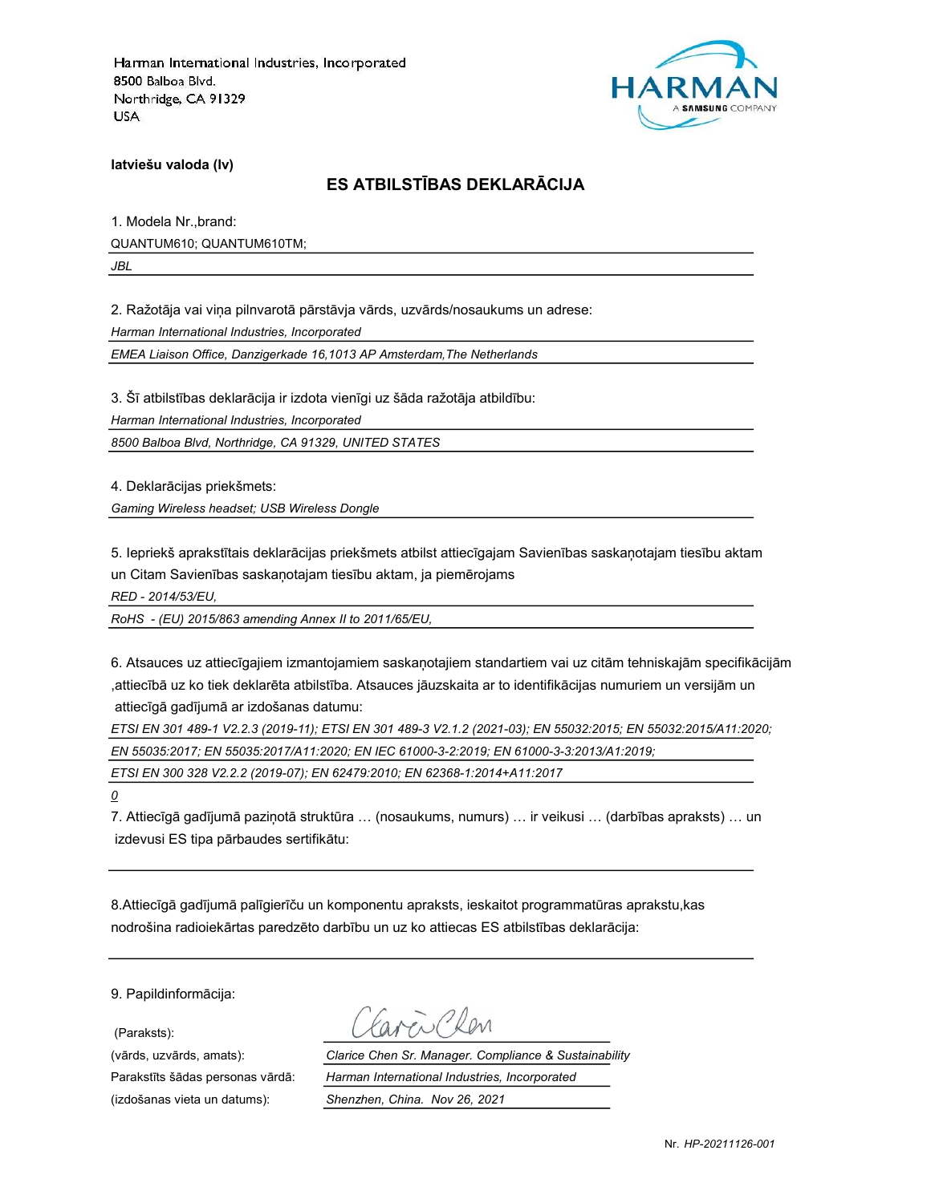Harman International Industries, Incorporated
8500 Balboa Blvd.
Northridge, CA 91329
USA

**latviešu valoda (lv)**

## ES ATBILSTĪBAS DEKLARĀCIJA

1. Modela Nr.,brand:

QUANTUM610; QUANTUM610TM;

*JBL*

2. Ražotāja vai viņa pilnvarotā pārstāvja vārds, uzvārds/nosaukums un adrese:

*Harman International Industries, Incorporated*

*EMEA Liaison Office, Danzigerkade 16,1013 AP Amsterdam,The Netherlands*

3. Šī atbilstības deklarācija ir izdota vienīgi uz šāda ražotāja atbildību:

*Harman International Industries, Incorporated*

*8500 Balboa Blvd, Northridge, CA 91329, UNITED STATES*

4. Deklarācijas priekšmets:

*Gaming Wireless headset; USB Wireless Dongle*

5. Iepriekš aprakstītais deklarācijas priekšmets atbilst attiecīgajam Savienības saskaņotajam tiesību aktam un Citam Savienības saskaņotajam tiesību aktam, ja piemērojams

*RED - 2014/53/EU,*

*RoHS - (EU) 2015/863 amending Annex II to 2011/65/EU,*

6. Atsauces uz attiecīgajiem izmantojamiem saskaņotajiem standartiem vai uz citām tehniskajām specifikācijām ,attiecībā uz ko tiek deklarēta atbilstība. Atsauces jāuzskaita ar to identifikācijas numuriem un versijām un attiecīgā gadījumā ar izdošanas datumu:

*ETSI EN 301 489-1 V2.2.3 (2019-11); ETSI EN 301 489-3 V2.1.2 (2021-03); EN 55032:2015; EN 55032:2015/A11:2020;*

*EN 55035:2017; EN 55035:2017/A11:2020; EN IEC 61000-3-2:2019; EN 61000-3-3:2013/A1:2019;*

*ETSI EN 300 328 V2.2.2 (2019-07); EN 62479:2010; EN 62368-1:2014+A11:2017*

*0*

7. Attiecīgā gadījumā paziņotā struktūra … (nosaukums, numurs) … ir veikusi … (darbības apraksts) … un izdevusi ES tipa pārbaudes sertifikātu:

8.Attiecīgā gadījumā palīgierīču un komponentu apraksts, ieskaitot programmatūras aprakstu,kas nodrošina radioiekārtas paredzēto darbību un uz ko attiecas ES atbilstības deklarācija:

9. Papildinformācija:

(Paraksts):

(vārds, uzvārds, amats): *Clarice Chen Sr. Manager. Compliance & Sustainability*

Parakstīts šādas personas vārdā: *Harman International Industries, Incorporated*

(izdošanas vieta un datums): *Shenzhen, China. Nov 26, 2021*

Nr. *HP-20211126-001*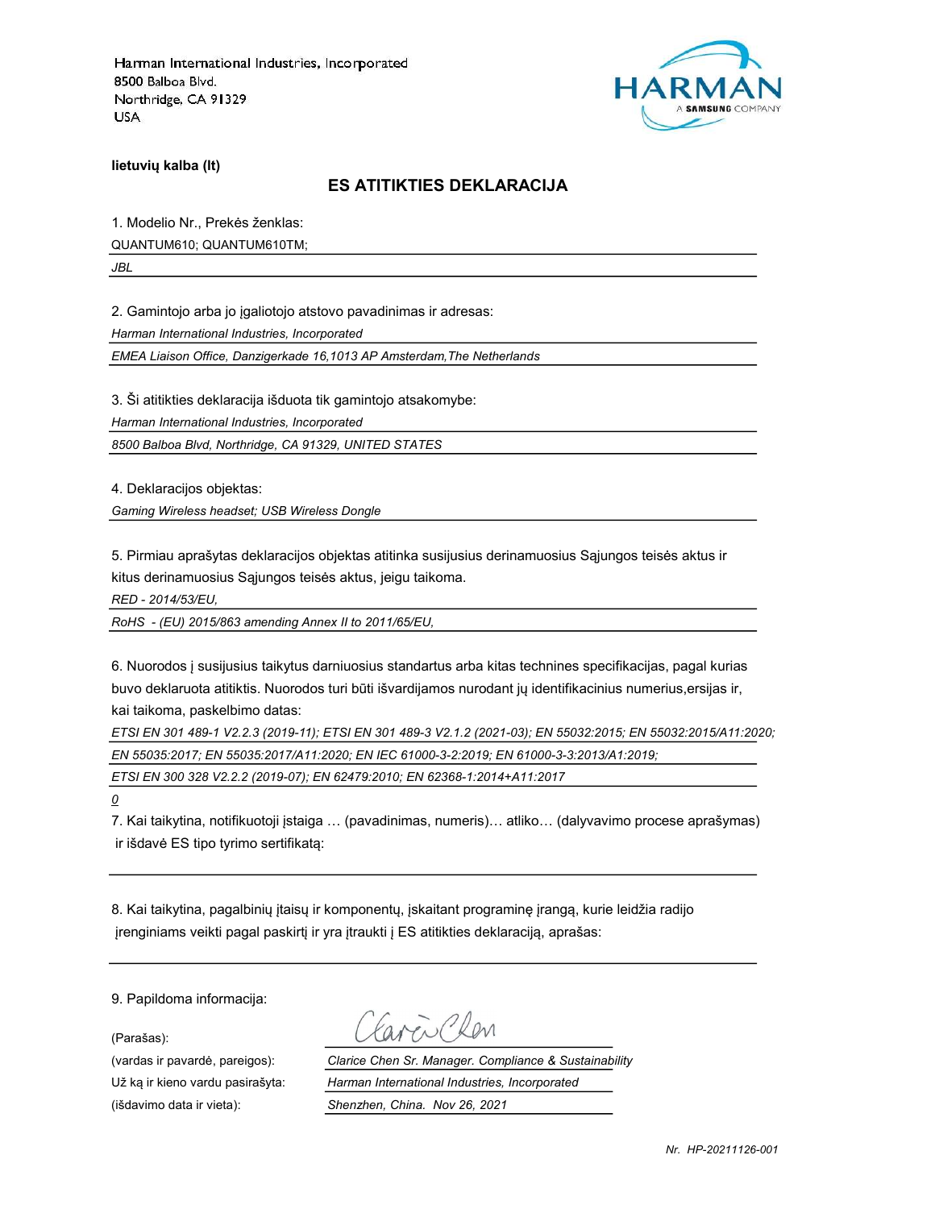Harman International Industries, Incorporated
8500 Balboa Blvd.
Northridge, CA 91329
USA

HARMAN
A SAMSUNG COMPANY

**lietuvių kalba (lt)**

## ES ATITIKTIES DEKLARACIJA

1. Modelio Nr., Prekės ženklas:

QUANTUM610; QUANTUM610TM;

*JBL*

2. Gamintojo arba jo įgaliotojo atstovo pavadinimas ir adresas:

*Harman International Industries, Incorporated*

*EMEA Liaison Office, Danzigerkade 16,1013 AP Amsterdam,The Netherlands*

3. Ši atitikties deklaracija išduota tik gamintojo atsakomybe:

*Harman International Industries, Incorporated*

*8500 Balboa Blvd, Northridge, CA 91329, UNITED STATES*

4. Deklaracijos objektas:

*Gaming Wireless headset; USB Wireless Dongle*

5. Pirmiau aprašytas deklaracijos objektas atitinka susijusius derinamuosius Sąjungos teisės aktus ir kitus derinamuosius Sąjungos teisės aktus, jeigu taikoma.

*RED - 2014/53/EU,*

*RoHS - (EU) 2015/863 amending Annex II to 2011/65/EU,*

6. Nuorodos į susijusius taikytus darniuosius standartus arba kitas technines specifikacijas, pagal kurias buvo deklaruota atitiktis. Nuorodos turi būti išvardijamos nurodant jų identifikacinius numerius,ersijas ir, kai taikoma, paskelbimo datas:

*ETSI EN 301 489-1 V2.2.3 (2019-11); ETSI EN 301 489-3 V2.1.2 (2021-03); EN 55032:2015; EN 55032:2015/A11:2020;*

*EN 55035:2017; EN 55035:2017/A11:2020; EN IEC 61000-3-2:2019; EN 61000-3-3:2013/A1:2019;*

*ETSI EN 300 328 V2.2.2 (2019-07); EN 62479:2010; EN 62368-1:2014+A11:2017*

*0*

7. Kai taikytina, notifikuotoji įstaiga … (pavadinimas, numeris)… atliko… (dalyvavimo procese aprašymas) ir išdavė ES tipo tyrimo sertifikatą:

8. Kai taikytina, pagalbinių įtaisų ir komponentų, įskaitant programinę įrangą, kurie leidžia radijo įrenginiams veikti pagal paskirtį ir yra įtraukti į ES atitikties deklaraciją, aprašas:

9. Papildoma informacija:

(Parašas):

(vardas ir pavardė, pareigos): *Clarice Chen Sr. Manager. Compliance & Sustainability*

Už ką ir kieno vardu pasirašyta: *Harman International Industries, Incorporated*

(išdavimo data ir vieta): *Shenzhen, China. Nov 26, 2021*

*Nr. HP-20211126-001*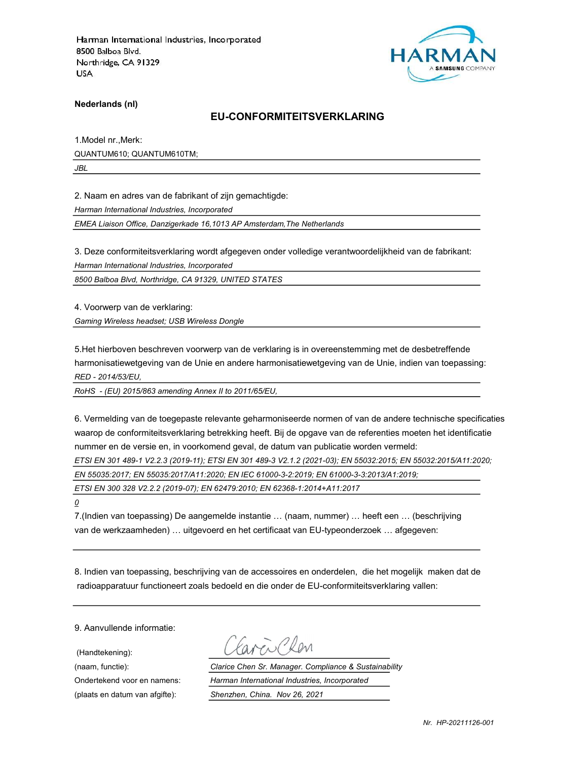Harman International Industries, Incorporated
8500 Balboa Blvd.
Northridge, CA 91329
USA

HARMAN
A SAMSUNG COMPANY

**Nederlands (nl)**

## EU-CONFORMITEITSVERKLARING

1.Model nr.,Merk:

QUANTUM610; QUANTUM610TM;

*JBL*

2. Naam en adres van de fabrikant of zijn gemachtigde:

*Harman International Industries, Incorporated*

*EMEA Liaison Office, Danzigerkade 16,1013 AP Amsterdam,The Netherlands*

3. Deze conformiteitsverklaring wordt afgegeven onder volledige verantwoordelijkheid van de fabrikant:

*Harman International Industries, Incorporated*

*8500 Balboa Blvd, Northridge, CA 91329, UNITED STATES*

4. Voorwerp van de verklaring:

*Gaming Wireless headset; USB Wireless Dongle*

5.Het hierboven beschreven voorwerp van de verklaring is in overeenstemming met de desbetreffende harmonisatiewetgeving van de Unie en andere harmonisatiewetgeving van de Unie, indien van toepassing:

*RED - 2014/53/EU,*

*RoHS - (EU) 2015/863 amending Annex II to 2011/65/EU,*

6. Vermelding van de toegepaste relevante geharmoniseerde normen of van de andere technische specificaties waarop de conformiteitsverklaring betrekking heeft. Bij de opgave van de referenties moeten het identificatie nummer en de versie en, in voorkomend geval, de datum van publicatie worden vermeld:

*ETSI EN 301 489-1 V2.2.3 (2019-11); ETSI EN 301 489-3 V2.1.2 (2021-03); EN 55032:2015; EN 55032:2015/A11:2020;*

*EN 55035:2017; EN 55035:2017/A11:2020; EN IEC 61000-3-2:2019; EN 61000-3-3:2013/A1:2019;*

*ETSI EN 300 328 V2.2.2 (2019-07); EN 62479:2010; EN 62368-1:2014+A11:2017*

*0*

7.(Indien van toepassing) De aangemelde instantie … (naam, nummer) … heeft een … (beschrijving van de werkzaamheden) … uitgevoerd en het certificaat van EU-typeonderzoek … afgegeven:

8. Indien van toepassing, beschrijving van de accessoires en onderdelen, die het mogelijk maken dat de radioapparatuur functioneert zoals bedoeld en die onder de EU-conformiteitsverklaring vallen:

9. Aanvullende informatie:

(Handtekening):

(naam, functie): *Clarice Chen Sr. Manager. Compliance & Sustainability*

Ondertekend voor en namens: *Harman International Industries, Incorporated*

(plaats en datum van afgifte): *Shenzhen, China. Nov 26, 2021*

*Nr. HP-20211126-001*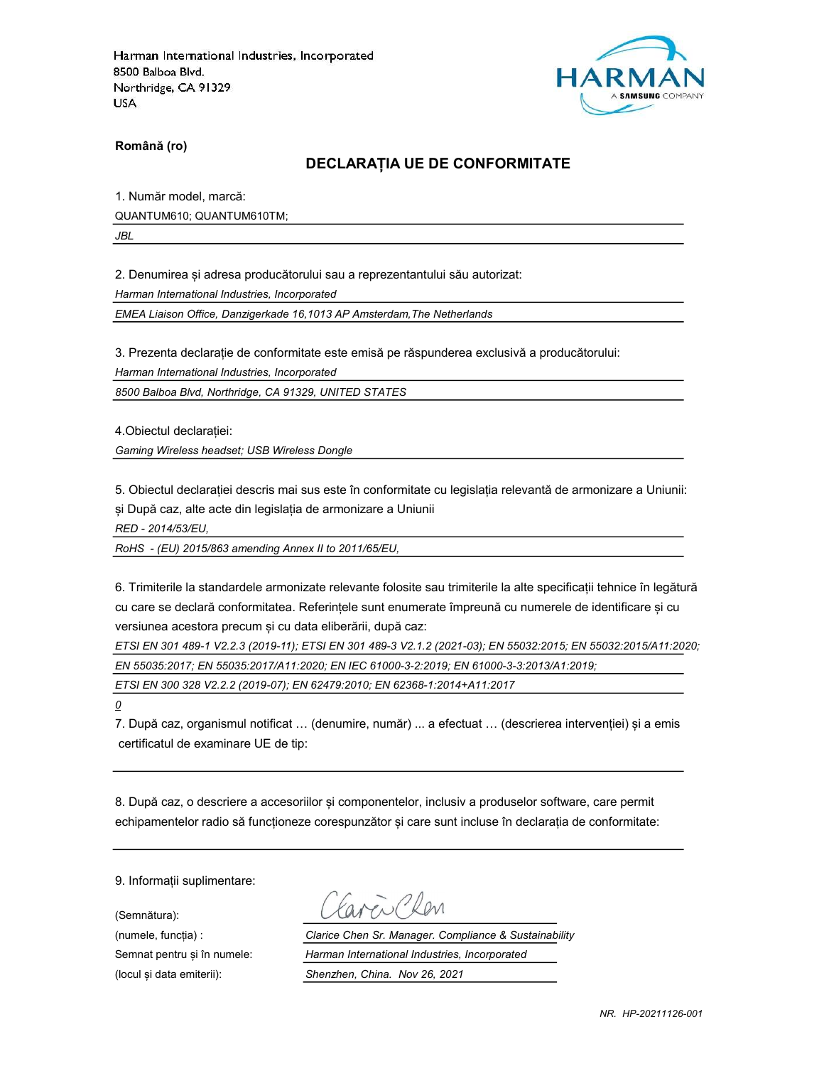Harman International Industries, Incorporated
8500 Balboa Blvd.
Northridge, CA 91329
USA

HARMAN
A SAMSUNG COMPANY

**Română (ro)**

## DECLARAȚIA UE DE CONFORMITATE

1. Număr model, marcă:

QUANTUM610; QUANTUM610TM;

*JBL*

2. Denumirea și adresa producătorului sau a reprezentantului său autorizat:

*Harman International Industries, Incorporated*

*EMEA Liaison Office, Danzigerkade 16,1013 AP Amsterdam,The Netherlands*

3. Prezenta declarație de conformitate este emisă pe răspunderea exclusivă a producătorului:

*Harman International Industries, Incorporated*

*8500 Balboa Blvd, Northridge, CA 91329, UNITED STATES*

4.Obiectul declarației:

*Gaming Wireless headset; USB Wireless Dongle*

5. Obiectul declarației descris mai sus este în conformitate cu legislația relevantă de armonizare a Uniunii: și După caz, alte acte din legislația de armonizare a Uniunii

*RED - 2014/53/EU,*

*RoHS - (EU) 2015/863 amending Annex II to 2011/65/EU,*

6. Trimiterile la standardele armonizate relevante folosite sau trimiterile la alte specificații tehnice în legătură cu care se declară conformitatea. Referințele sunt enumerate împreună cu numerele de identificare și cu versiunea acestora precum și cu data eliberării, după caz:

*ETSI EN 301 489-1 V2.2.3 (2019-11); ETSI EN 301 489-3 V2.1.2 (2021-03); EN 55032:2015; EN 55032:2015/A11:2020;*

*EN 55035:2017; EN 55035:2017/A11:2020; EN IEC 61000-3-2:2019; EN 61000-3-3:2013/A1:2019;*

*ETSI EN 300 328 V2.2.2 (2019-07); EN 62479:2010; EN 62368-1:2014+A11:2017*

*0*

7. După caz, organismul notificat … (denumire, număr) ... a efectuat … (descrierea intervenției) și a emis certificatul de examinare UE de tip:

8. După caz, o descriere a accesoriilor și componentelor, inclusiv a produselor software, care permit echipamentelor radio să funcționeze corespunzător și care sunt incluse în declarația de conformitate:

9. Informații suplimentare:

(Semnătura): Clarice Chen

(numele, funcția) : *Clarice Chen Sr. Manager. Compliance & Sustainability*

Semnat pentru și în numele: *Harman International Industries, Incorporated*

(locul și data emiterii): *Shenzhen, China. Nov 26, 2021*

*NR. HP-20211126-001*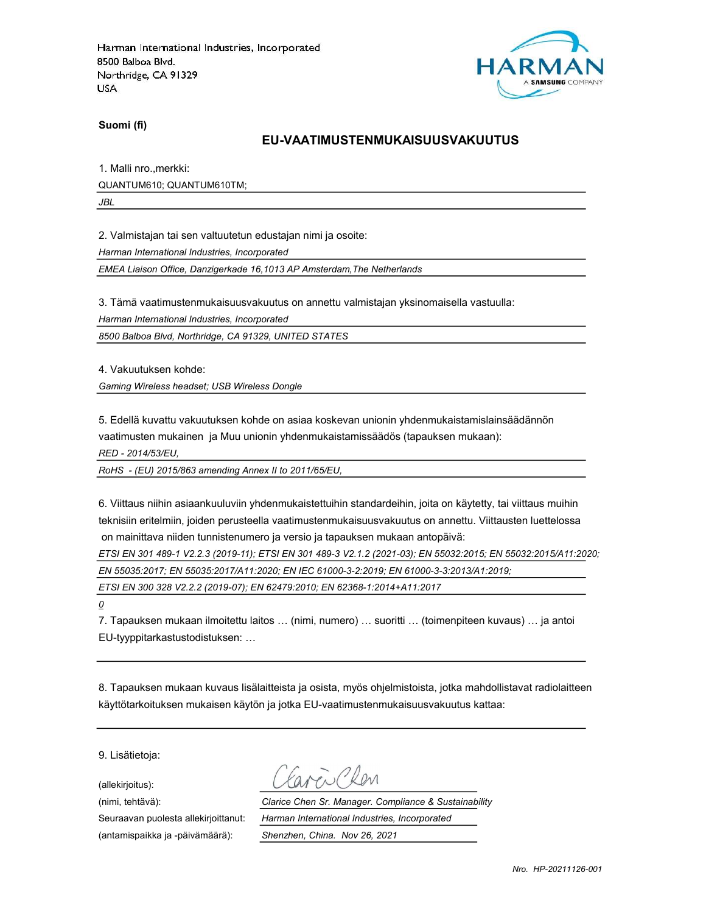Harman International Industries, Incorporated
8500 Balboa Blvd.
Northridge, CA 91329
USA

HARMAN
A SAMSUNG COMPANY

**Suomi (fi)**

## EU-VAATIMUSTENMUKAISUUSVAKUUTUS

1. Malli nro.,merkki:

QUANTUM610; QUANTUM610TM;

*JBL*

2. Valmistajan tai sen valtuutetun edustajan nimi ja osoite:

*Harman International Industries, Incorporated*

*EMEA Liaison Office, Danzigerkade 16,1013 AP Amsterdam,The Netherlands*

3. Tämä vaatimustenmukaisuusvakuutus on annettu valmistajan yksinomaisella vastuulla:

*Harman International Industries, Incorporated*

*8500 Balboa Blvd, Northridge, CA 91329, UNITED STATES*

4. Vakuutuksen kohde:

*Gaming Wireless headset; USB Wireless Dongle*

5. Edellä kuvattu vakuutuksen kohde on asiaa koskevan unionin yhdenmukaistamislainsäädännön vaatimusten mukainen ja Muu unionin yhdenmukaistamissäädös (tapauksen mukaan):

*RED - 2014/53/EU,*

*RoHS - (EU) 2015/863 amending Annex II to 2011/65/EU,*

6. Viittaus niihin asiaankuuluviin yhdenmukaistettuihin standardeihin, joita on käytetty, tai viittaus muihin teknisiin eritelmiin, joiden perusteella vaatimustenmukaisuusvakuutus on annettu. Viittausten luettelossa on mainittava niiden tunnistenumero ja versio ja tapauksen mukaan antopäivä:

*ETSI EN 301 489-1 V2.2.3 (2019-11); ETSI EN 301 489-3 V2.1.2 (2021-03); EN 55032:2015; EN 55032:2015/A11:2020;*

*EN 55035:2017; EN 55035:2017/A11:2020; EN IEC 61000-3-2:2019; EN 61000-3-3:2013/A1:2019;*

*ETSI EN 300 328 V2.2.2 (2019-07); EN 62479:2010; EN 62368-1:2014+A11:2017*

*0*

7. Tapauksen mukaan ilmoitettu laitos … (nimi, numero) … suoritti … (toimenpiteen kuvaus) … ja antoi EU-tyyppitarkastustodistuksen: …

8. Tapauksen mukaan kuvaus lisälaitteista ja osista, myös ohjelmistoista, jotka mahdollistavat radiolaitteen käyttötarkoituksen mukaisen käytön ja jotka EU-vaatimustenmukaisuusvakuutus kattaa:

9. Lisätietoja:

(allekirjoitus): Clarice Chen

(nimi, tehtävä): *Clarice Chen Sr. Manager. Compliance & Sustainability*

Seuraavan puolesta allekirjoittanut: *Harman International Industries, Incorporated*

(antamispaikka ja -päivämäärä): *Shenzhen, China. Nov 26, 2021*

*Nro. HP-20211126-001*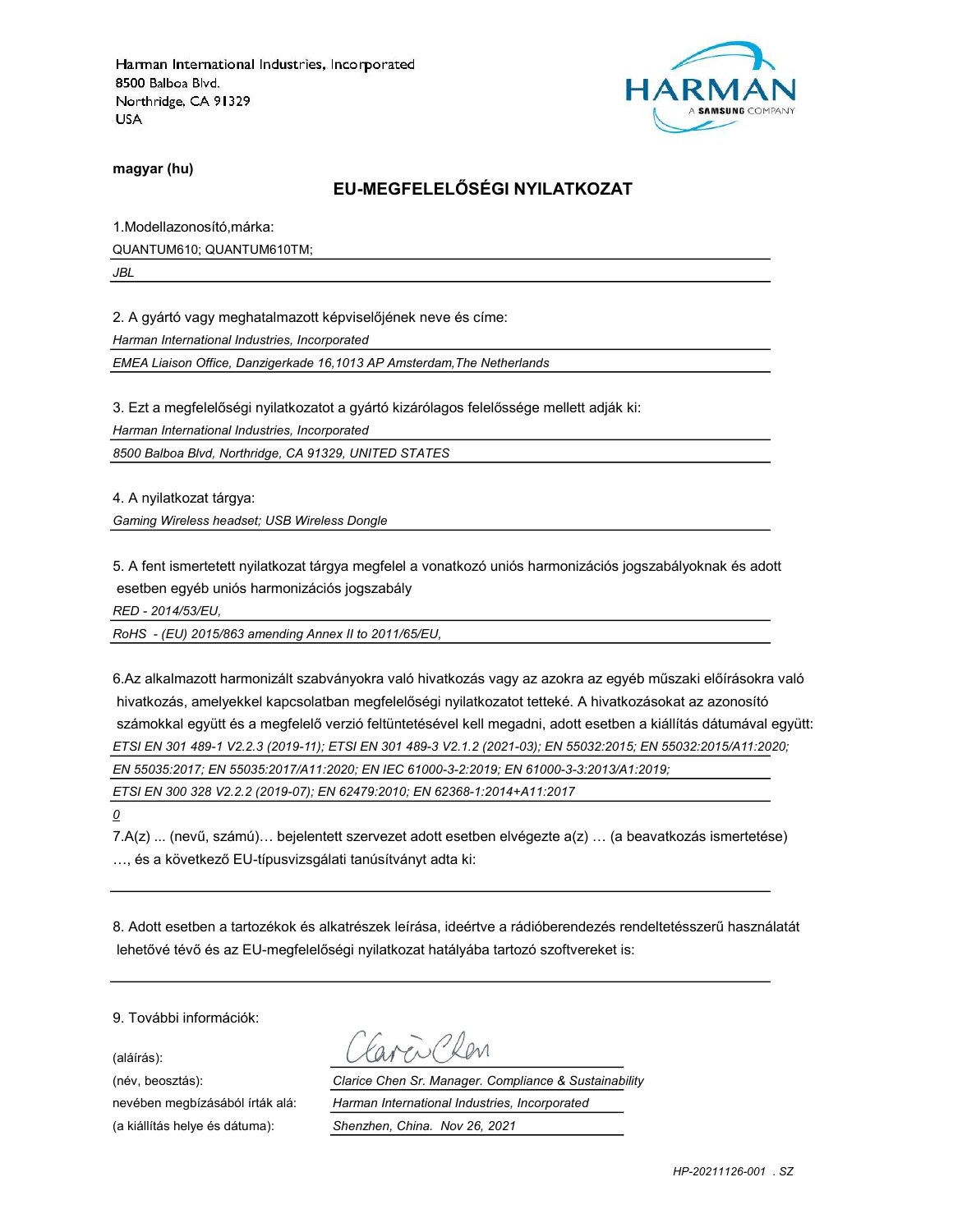Harman International Industries, Incorporated
8500 Balboa Blvd.
Northridge, CA 91329
USA

**magyar (hu)**

## EU-MEGFELELŐSÉGI NYILATKOZAT

1.Modellazonosító,márka:

QUANTUM610; QUANTUM610TM;

*JBL*

2. A gyártó vagy meghatalmazott képviselőjének neve és címe:

*Harman International Industries, Incorporated*

*EMEA Liaison Office, Danzigerkade 16,1013 AP Amsterdam,The Netherlands*

3. Ezt a megfelelőségi nyilatkozatot a gyártó kizárólagos felelőssége mellett adják ki:

*Harman International Industries, Incorporated*

*8500 Balboa Blvd, Northridge, CA 91329, UNITED STATES*

4. A nyilatkozat tárgya:

*Gaming Wireless headset; USB Wireless Dongle*

5. A fent ismertetett nyilatkozat tárgya megfelel a vonatkozó uniós harmonizációs jogszabályoknak és adott esetben egyéb uniós harmonizációs jogszabály

*RED - 2014/53/EU,*

*RoHS - (EU) 2015/863 amending Annex II to 2011/65/EU,*

6.Az alkalmazott harmonizált szabványokra való hivatkozás vagy az azokra az egyéb műszaki előírásokra való hivatkozás, amelyekkel kapcsolatban megfelelőségi nyilatkozatot tetteké. A hivatkozásokat az azonosító számokkal együtt és a megfelelő verzió feltüntetésével kell megadni, adott esetben a kiállítás dátumával együtt:

*ETSI EN 301 489-1 V2.2.3 (2019-11); ETSI EN 301 489-3 V2.1.2 (2021-03); EN 55032:2015; EN 55032:2015/A11:2020;*

*EN 55035:2017; EN 55035:2017/A11:2020; EN IEC 61000-3-2:2019; EN 61000-3-3:2013/A1:2019;*

*ETSI EN 300 328 V2.2.2 (2019-07); EN 62479:2010; EN 62368-1:2014+A11:2017*

*0*

7.A(z) ... (nevű, számú)… bejelentett szervezet adott esetben elvégezte a(z) … (a beavatkozás ismertetése) …, és a következő EU-típusvizsgálati tanúsítványt adta ki:

8. Adott esetben a tartozékok és alkatrészek leírása, ideértve a rádióberendezés rendeltetésszerű használatát lehetővé tévő és az EU-megfelelőségi nyilatkozat hatályába tartozó szoftvereket is:

9. További információk:

(aláírás):

(név, beosztás): *Clarice Chen Sr. Manager. Compliance & Sustainability*

nevében megbízásából írták alá: *Harman International Industries, Incorporated*

(a kiállítás helye és dátuma): *Shenzhen, China. Nov 26, 2021*

*HP-20211126-001 . SZ*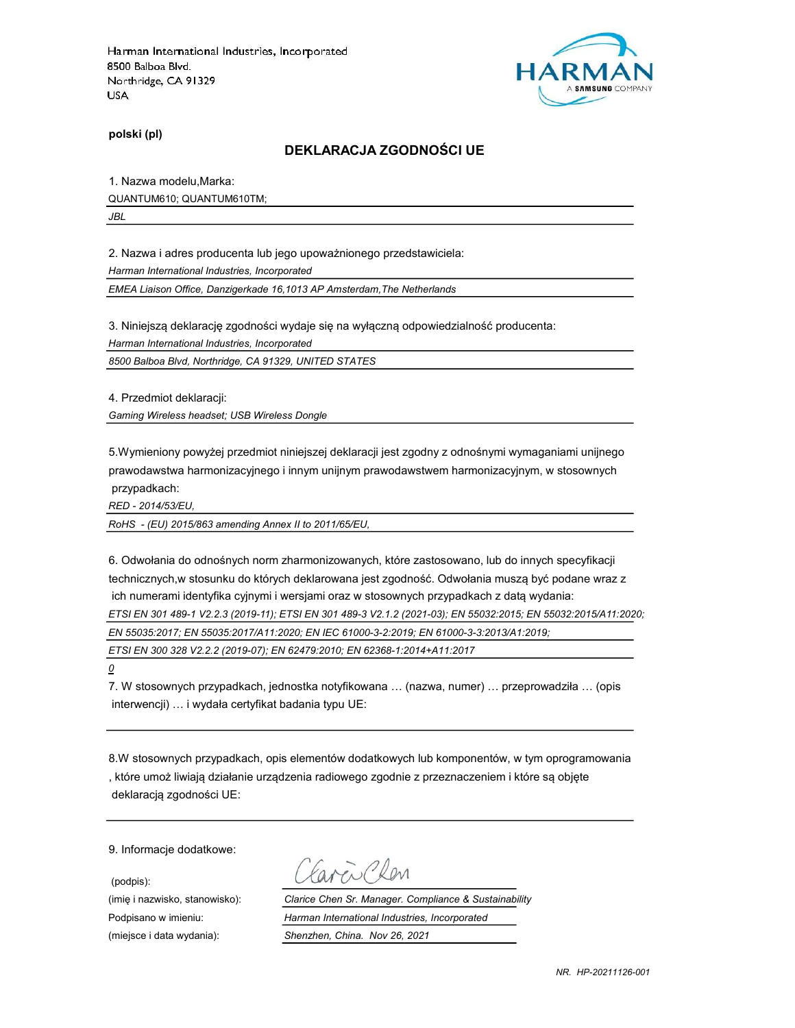Harman International Industries, Incorporated
8500 Balboa Blvd.
Northridge, CA 91329
USA

HARMAN
A SAMSUNG COMPANY

**polski (pl)**

## DEKLARACJA ZGODNOŚCI UE

1. Nazwa modelu,Marka:

QUANTUM610; QUANTUM610TM;

*JBL*

2. Nazwa i adres producenta lub jego upoważnionego przedstawiciela:

*Harman International Industries, Incorporated*

*EMEA Liaison Office, Danzigerkade 16,1013 AP Amsterdam,The Netherlands*

3. Niniejszą deklarację zgodności wydaje się na wyłączną odpowiedzialność producenta:

*Harman International Industries, Incorporated*

*8500 Balboa Blvd, Northridge, CA 91329, UNITED STATES*

4. Przedmiot deklaracji:

*Gaming Wireless headset; USB Wireless Dongle*

5.Wymieniony powyżej przedmiot niniejszej deklaracji jest zgodny z odnośnymi wymaganiami unijnego prawodawstwa harmonizacyjnego i innym unijnym prawodawstwem harmonizacyjnym, w stosownych przypadkach:

*RED - 2014/53/EU,*

*RoHS - (EU) 2015/863 amending Annex II to 2011/65/EU,*

6. Odwołania do odnośnych norm zharmonizowanych, które zastosowano, lub do innych specyfikacji technicznych,w stosunku do których deklarowana jest zgodność. Odwołania muszą być podane wraz z ich numerami identyfika cyjnymi i wersjami oraz w stosownych przypadkach z datą wydania:

*ETSI EN 301 489-1 V2.2.3 (2019-11); ETSI EN 301 489-3 V2.1.2 (2021-03); EN 55032:2015; EN 55032:2015/A11:2020;*

*EN 55035:2017; EN 55035:2017/A11:2020; EN IEC 61000-3-2:2019; EN 61000-3-3:2013/A1:2019;*

*ETSI EN 300 328 V2.2.2 (2019-07); EN 62479:2010; EN 62368-1:2014+A11:2017*

*0*

7. W stosownych przypadkach, jednostka notyfikowana … (nazwa, numer) … przeprowadziła … (opis interwencji) … i wydała certyfikat badania typu UE:

8.W stosownych przypadkach, opis elementów dodatkowych lub komponentów, w tym oprogramowania , które umoż liwiają działanie urządzenia radiowego zgodnie z przeznaczeniem i które są objęte deklaracją zgodności UE:

9. Informacje dodatkowe:

(podpis): Clarice Chen

(imię i nazwisko, stanowisko): *Clarice Chen Sr. Manager. Compliance & Sustainability*

Podpisano w imieniu: *Harman International Industries, Incorporated*

(miejsce i data wydania): *Shenzhen, China. Nov 26, 2021*

*NR. HP-20211126-001*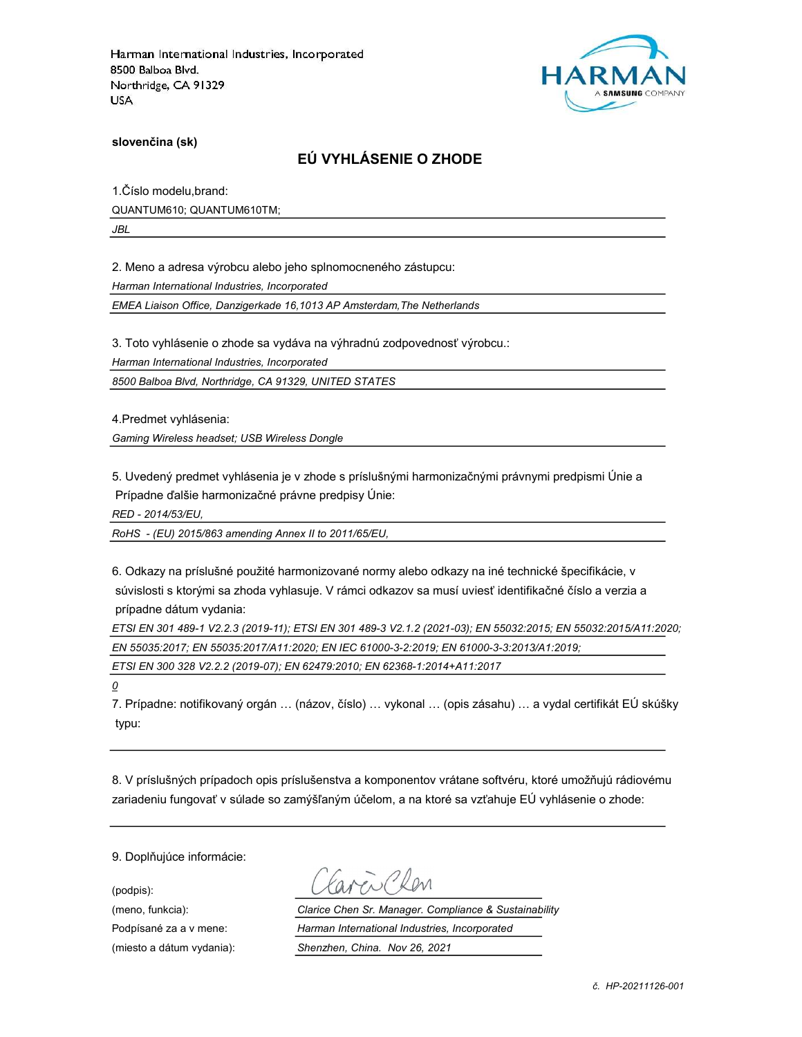Harman International Industries, Incorporated
8500 Balboa Blvd.
Northridge, CA 91329
USA

HARMAN
A SAMSUNG COMPANY

**slovenčina (sk)**

## EÚ VYHLÁSENIE O ZHODE

1.Číslo modelu,brand:

QUANTUM610; QUANTUM610TM;

*JBL*

2. Meno a adresa výrobcu alebo jeho splnomocneného zástupcu:

*Harman International Industries, Incorporated*

*EMEA Liaison Office, Danzigerkade 16,1013 AP Amsterdam,The Netherlands*

3. Toto vyhlásenie o zhode sa vydáva na výhradnú zodpovednosť výrobcu.:

*Harman International Industries, Incorporated*

*8500 Balboa Blvd, Northridge, CA 91329, UNITED STATES*

4.Predmet vyhlásenia:

*Gaming Wireless headset; USB Wireless Dongle*

5. Uvedený predmet vyhlásenia je v zhode s príslušnými harmonizačnými právnymi predpismi Únie a Prípadne ďalšie harmonizačné právne predpisy Únie:

*RED - 2014/53/EU,*

*RoHS - (EU) 2015/863 amending Annex II to 2011/65/EU,*

6. Odkazy na príslušné použité harmonizované normy alebo odkazy na iné technické špecifikácie, v súvislosti s ktorými sa zhoda vyhlasuje. V rámci odkazov sa musí uviesť identifikačné číslo a verzia a prípadne dátum vydania:

*ETSI EN 301 489-1 V2.2.3 (2019-11); ETSI EN 301 489-3 V2.1.2 (2021-03); EN 55032:2015; EN 55032:2015/A11:2020; EN 55035:2017; EN 55035:2017/A11:2020; EN IEC 61000-3-2:2019; EN 61000-3-3:2013/A1:2019; ETSI EN 300 328 V2.2.2 (2019-07); EN 62479:2010; EN 62368-1:2014+A11:2017*

*0*

7. Prípadne: notifikovaný orgán … (názov, číslo) … vykonal … (opis zásahu) … a vydal certifikát EÚ skúšky typu:

8. V príslušných prípadoch opis príslušenstva a komponentov vrátane softvéru, ktoré umožňujú rádiovému zariadeniu fungovať v súlade so zamýšľaným účelom, a na ktoré sa vzťahuje EÚ vyhlásenie o zhode:

9. Doplňujúce informácie:

(podpis): Clarice Chen

(meno, funkcia): *Clarice Chen Sr. Manager. Compliance & Sustainability*

Podpísané za a v mene: *Harman International Industries, Incorporated*

(miesto a dátum vydania): *Shenzhen, China. Nov 26, 2021*

*č. HP-20211126-001*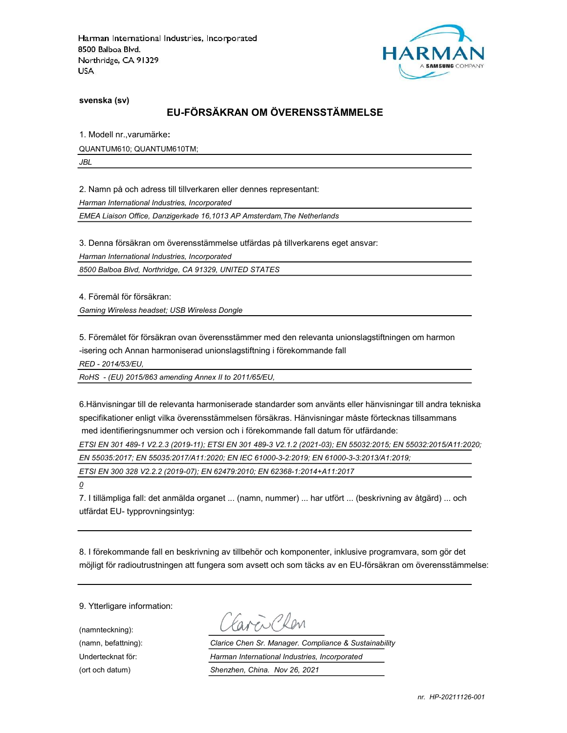Harman International Industries, Incorporated
8500 Balboa Blvd.
Northridge, CA 91329
USA

HARMAN
A SAMSUNG COMPANY

**svenska (sv)**

## EU-FÖRSÄKRAN OM ÖVERENSSTÄMMELSE

1. Modell nr.,varumärke**:**

QUANTUM610; QUANTUM610TM;

*JBL*

2. Namn på och adress till tillverkaren eller dennes representant:

*Harman International Industries, Incorporated*

*EMEA Liaison Office, Danzigerkade 16,1013 AP Amsterdam,The Netherlands*

3. Denna försäkran om överensstämmelse utfärdas på tillverkarens eget ansvar:

*Harman International Industries, Incorporated*

*8500 Balboa Blvd, Northridge, CA 91329, UNITED STATES*

4. Föremål för försäkran:

*Gaming Wireless headset; USB Wireless Dongle*

5. Föremålet för försäkran ovan överensstämmer med den relevanta unionslagstiftningen om harmon -isering och Annan harmoniserad unionslagstiftning i förekommande fall

*RED - 2014/53/EU,*

*RoHS - (EU) 2015/863 amending Annex II to 2011/65/EU,*

6.Hänvisningar till de relevanta harmoniserade standarder som använts eller hänvisningar till andra tekniska specifikationer enligt vilka överensstämmelsen försäkras. Hänvisningar måste förtecknas tillsammans med identifieringsnummer och version och i förekommande fall datum för utfärdande:

*ETSI EN 301 489-1 V2.2.3 (2019-11); ETSI EN 301 489-3 V2.1.2 (2021-03); EN 55032:2015; EN 55032:2015/A11:2020;*

*EN 55035:2017; EN 55035:2017/A11:2020; EN IEC 61000-3-2:2019; EN 61000-3-3:2013/A1:2019;*

*ETSI EN 300 328 V2.2.2 (2019-07); EN 62479:2010; EN 62368-1:2014+A11:2017*

*0*

7. I tillämpliga fall: det anmälda organet ... (namn, nummer) ... har utfört ... (beskrivning av åtgärd) ... och utfärdat EU- typprovningsintyg:

8. I förekommande fall en beskrivning av tillbehör och komponenter, inklusive programvara, som gör det möjligt för radioutrustningen att fungera som avsett och som täcks av en EU-försäkran om överensstämmelse:

9. Ytterligare information:

(namnteckning): Clarice Chen

(namn, befattning): *Clarice Chen Sr. Manager. Compliance & Sustainability*

Undertecknat för: *Harman International Industries, Incorporated*

(ort och datum) *Shenzhen, China. Nov 26, 2021*

*nr. HP-20211126-001*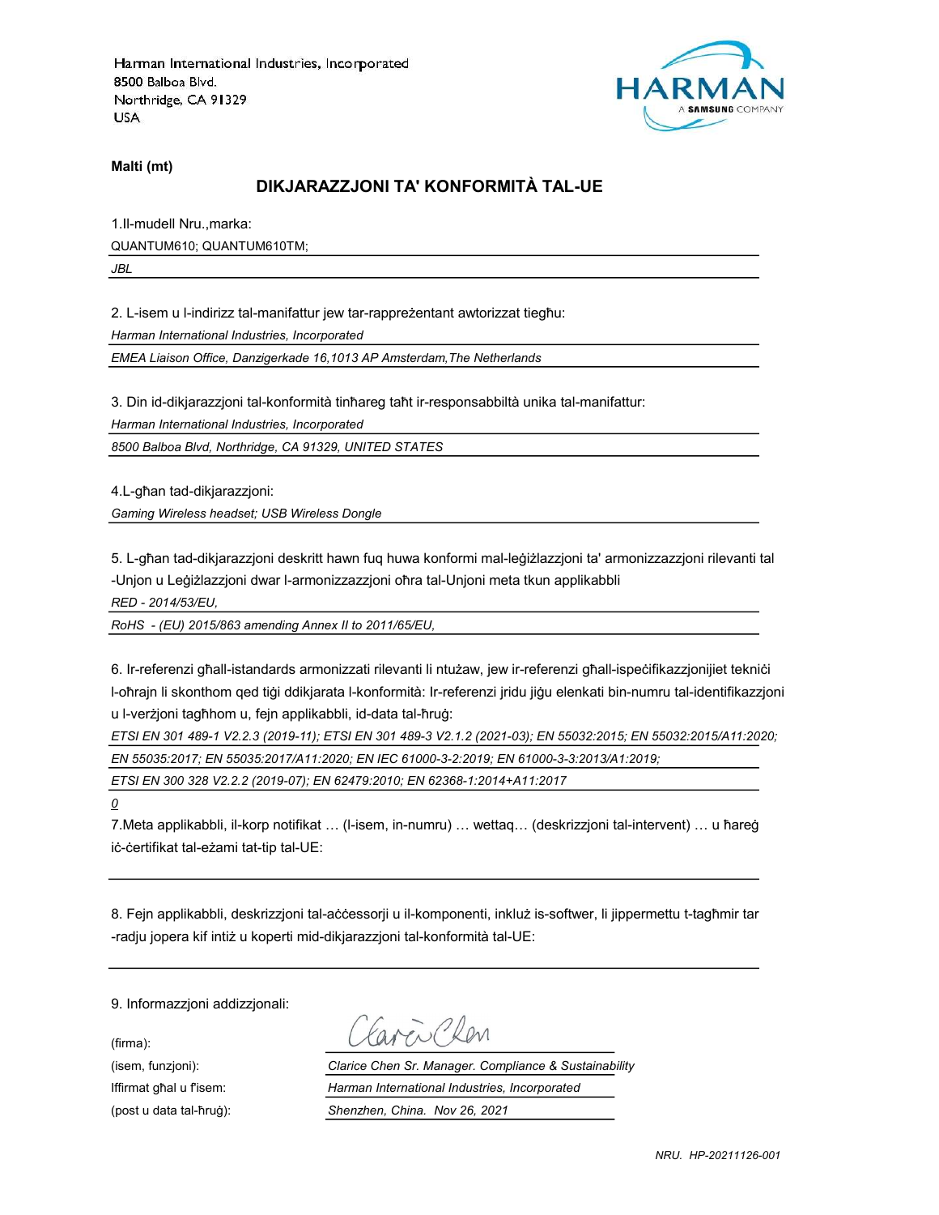Harman International Industries, Incorporated
8500 Balboa Blvd.
Northridge, CA 91329
USA

**Malti (mt)**

## DIKJARAZZJONI TA' KONFORMITÀ TAL-UE

1.Il-mudell Nru.,marka:

QUANTUM610; QUANTUM610TM;

*JBL*

2. L-isem u l-indirizz tal-manifattur jew tar-rappreżentant awtorizzat tiegħu:

*Harman International Industries, Incorporated*

*EMEA Liaison Office, Danzigerkade 16,1013 AP Amsterdam,The Netherlands*

3. Din id-dikjarazzjoni tal-konformità tinħareg taħt ir-responsabbiltà unika tal-manifattur:

*Harman International Industries, Incorporated*

*8500 Balboa Blvd, Northridge, CA 91329, UNITED STATES*

4.L-għan tad-dikjarazzjoni:

*Gaming Wireless headset; USB Wireless Dongle*

5. L-għan tad-dikjarazzjoni deskritt hawn fuq huwa konformi mal-leġiżlazzjoni ta' armonizzazzjoni rilevanti tal -Unjon u Leġiżlazzjoni dwar l-armonizzazzjoni oħra tal-Unjoni meta tkun applikabbli

*RED - 2014/53/EU,*

*RoHS - (EU) 2015/863 amending Annex II to 2011/65/EU,*

6. Ir-referenzi għall-istandards armonizzati rilevanti li ntużaw, jew ir-referenzi għall-ispeċifikazzjonijiet tekniċi l-oħrajn li skonthom qed tiġi ddikjarata l-konformità: Ir-referenzi jridu jiġu elenkati bin-numru tal-identifikazzjoni u l-verżjoni tagħhom u, fejn applikabbli, id-data tal-ħruġ:

*ETSI EN 301 489-1 V2.2.3 (2019-11); ETSI EN 301 489-3 V2.1.2 (2021-03); EN 55032:2015; EN 55032:2015/A11:2020; EN 55035:2017; EN 55035:2017/A11:2020; EN IEC 61000-3-2:2019; EN 61000-3-3:2013/A1:2019;*

*ETSI EN 300 328 V2.2.2 (2019-07); EN 62479:2010; EN 62368-1:2014+A11:2017*

*0*

7.Meta applikabbli, il-korp notifikat … (l-isem, in-numru) … wettaq… (deskrizzjoni tal-intervent) … u ħareġ iċ-ċertifikat tal-eżami tat-tip tal-UE:

8. Fejn applikabbli, deskrizzjoni tal-aċċessorji u il-komponenti, inkluż is-softwer, li jippermettu t-tagħmir tar -radju jopera kif intiż u koperti mid-dikjarazzjoni tal-konformità tal-UE:

9. Informazzjoni addizzjonali:

(firma):

(isem, funzjoni): *Clarice Chen Sr. Manager. Compliance & Sustainability*

Iffirmat għal u f'isem: *Harman International Industries, Incorporated*

(post u data tal-ħruġ): *Shenzhen, China. Nov 26, 2021*

*NRU. HP-20211126-001*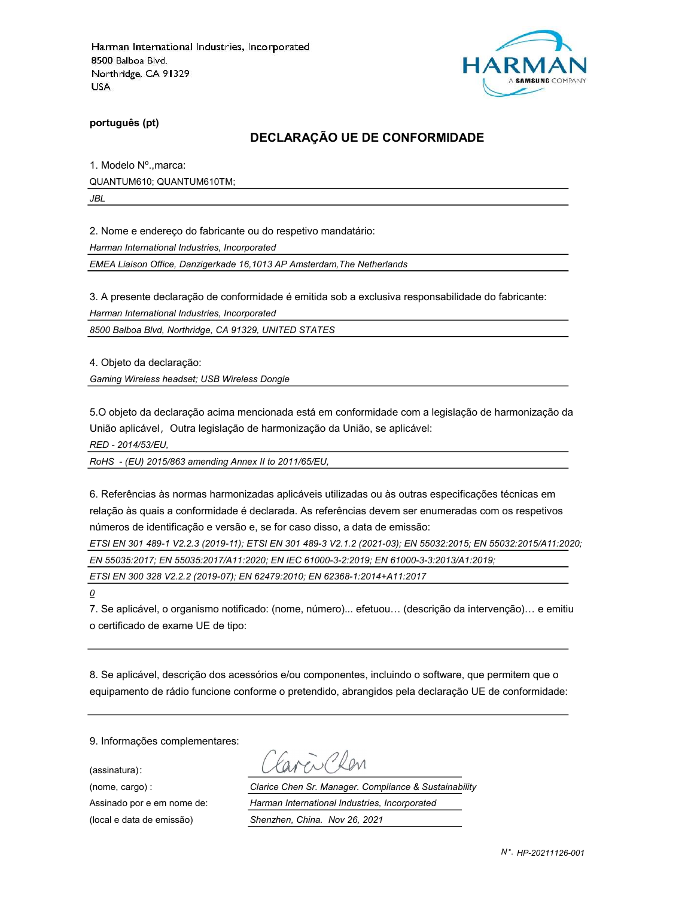Harman International Industries, Incorporated
8500 Balboa Blvd.
Northridge, CA 91329
USA

HARMAN
A SAMSUNG COMPANY

**português (pt)**

## DECLARAÇÃO UE DE CONFORMIDADE

1. Modelo Nº.,marca:

QUANTUM610; QUANTUM610TM;

*JBL*

2. Nome e endereço do fabricante ou do respetivo mandatário:

*Harman International Industries, Incorporated*

*EMEA Liaison Office, Danzigerkade 16,1013 AP Amsterdam,The Netherlands*

3. A presente declaração de conformidade é emitida sob a exclusiva responsabilidade do fabricante:

*Harman International Industries, Incorporated*

*8500 Balboa Blvd, Northridge, CA 91329, UNITED STATES*

4. Objeto da declaração:

*Gaming Wireless headset; USB Wireless Dongle*

5.O objeto da declaração acima mencionada está em conformidade com a legislação de harmonização da União aplicável，Outra legislação de harmonização da União, se aplicável:

*RED - 2014/53/EU,*

*RoHS - (EU) 2015/863 amending Annex II to 2011/65/EU,*

6. Referências às normas harmonizadas aplicáveis utilizadas ou às outras especificações técnicas em relação às quais a conformidade é declarada. As referências devem ser enumeradas com os respetivos números de identificação e versão e, se for caso disso, a data de emissão:

*ETSI EN 301 489-1 V2.2.3 (2019-11); ETSI EN 301 489-3 V2.1.2 (2021-03); EN 55032:2015; EN 55032:2015/A11:2020;*

*EN 55035:2017; EN 55035:2017/A11:2020; EN IEC 61000-3-2:2019; EN 61000-3-3:2013/A1:2019;*

*ETSI EN 300 328 V2.2.2 (2019-07); EN 62479:2010; EN 62368-1:2014+A11:2017*

*0*

7. Se aplicável, o organismo notificado: (nome, número)... efetuou… (descrição da intervenção)… e emitiu o certificado de exame UE de tipo:

8. Se aplicável, descrição dos acessórios e/ou componentes, incluindo o software, que permitem que o equipamento de rádio funcione conforme o pretendido, abrangidos pela declaração UE de conformidade:

9. Informações complementares:

(assinatura):

(nome, cargo) : *Clarice Chen Sr. Manager. Compliance & Sustainability*

Assinado por e em nome de: *Harman International Industries, Incorporated*

(local e data de emissão) *Shenzhen, China. Nov 26, 2021*

*N°. HP-20211126-001*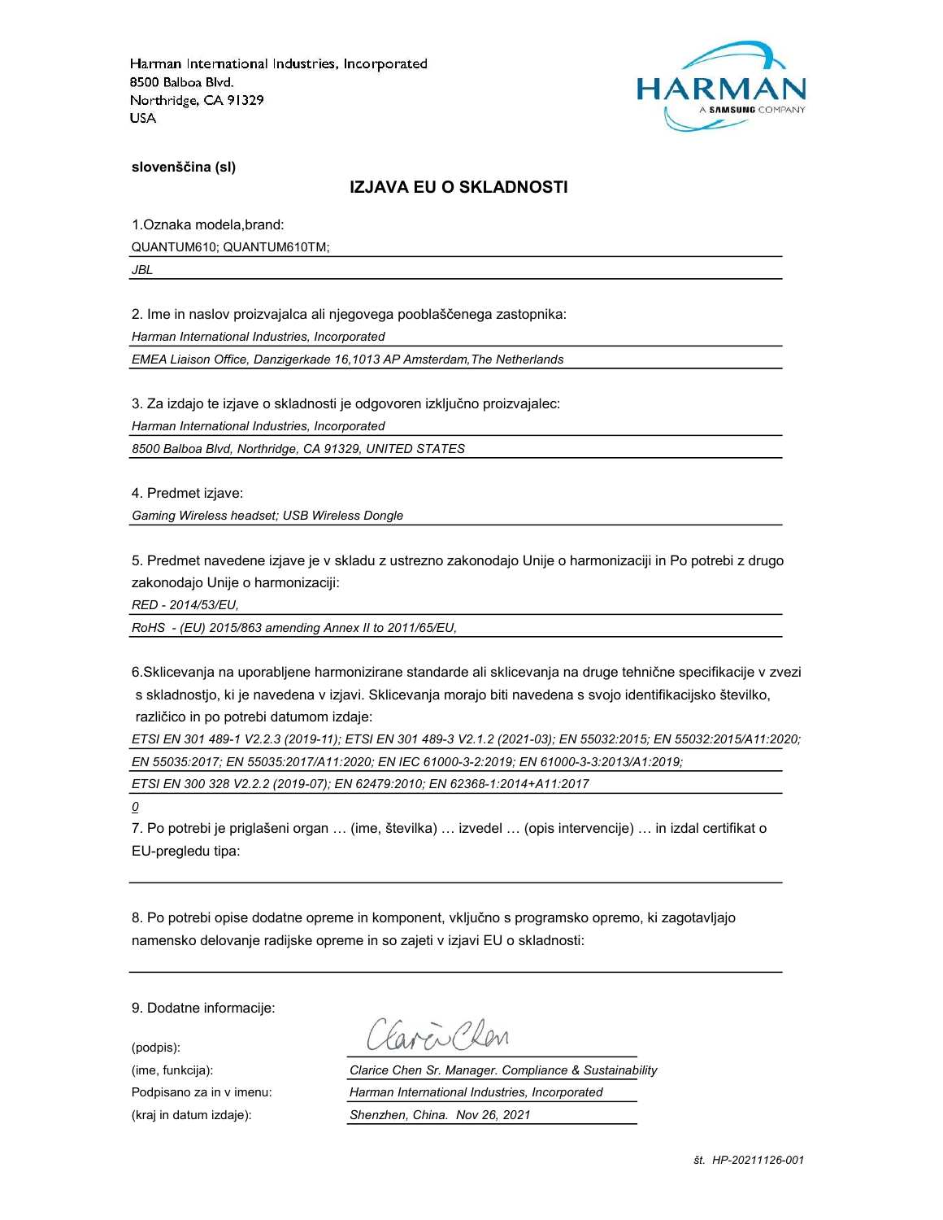Harman International Industries, Incorporated
8500 Balboa Blvd.
Northridge, CA 91329
USA

HARMAN
A SAMSUNG COMPANY

**slovenščina (sl)**

## IZJAVA EU O SKLADNOSTI

1.Oznaka modela,brand:

QUANTUM610; QUANTUM610TM;

*JBL*

2. Ime in naslov proizvajalca ali njegovega pooblaščenega zastopnika:

*Harman International Industries, Incorporated*

*EMEA Liaison Office, Danzigerkade 16,1013 AP Amsterdam,The Netherlands*

3. Za izdajo te izjave o skladnosti je odgovoren izključno proizvajalec:

*Harman International Industries, Incorporated*

*8500 Balboa Blvd, Northridge, CA 91329, UNITED STATES*

4. Predmet izjave:

*Gaming Wireless headset; USB Wireless Dongle*

5. Predmet navedene izjave je v skladu z ustrezno zakonodajo Unije o harmonizaciji in Po potrebi z drugo zakonodajo Unije o harmonizaciji:

*RED - 2014/53/EU,*

*RoHS - (EU) 2015/863 amending Annex II to 2011/65/EU,*

6.Sklicevanja na uporabljene harmonizirane standarde ali sklicevanja na druge tehnične specifikacije v zvezi s skladnostjo, ki je navedena v izjavi. Sklicevanja morajo biti navedena s svojo identifikacijsko številko, različico in po potrebi datumom izdaje:

*ETSI EN 301 489-1 V2.2.3 (2019-11); ETSI EN 301 489-3 V2.1.2 (2021-03); EN 55032:2015; EN 55032:2015/A11:2020;*

*EN 55035:2017; EN 55035:2017/A11:2020; EN IEC 61000-3-2:2019; EN 61000-3-3:2013/A1:2019;*

*ETSI EN 300 328 V2.2.2 (2019-07); EN 62479:2010; EN 62368-1:2014+A11:2017*

*0*

7. Po potrebi je priglašeni organ … (ime, številka) … izvedel … (opis intervencije) … in izdal certifikat o EU-pregledu tipa:

8. Po potrebi opise dodatne opreme in komponent, vključno s programsko opremo, ki zagotavljajo namensko delovanje radijske opreme in so zajeti v izjavi EU o skladnosti:

9. Dodatne informacije:

(podpis):

(ime, funkcija): *Clarice Chen Sr. Manager. Compliance & Sustainability*

Podpisano za in v imenu: *Harman International Industries, Incorporated*

(kraj in datum izdaje): *Shenzhen, China. Nov 26, 2021*

*št. HP-20211126-001*